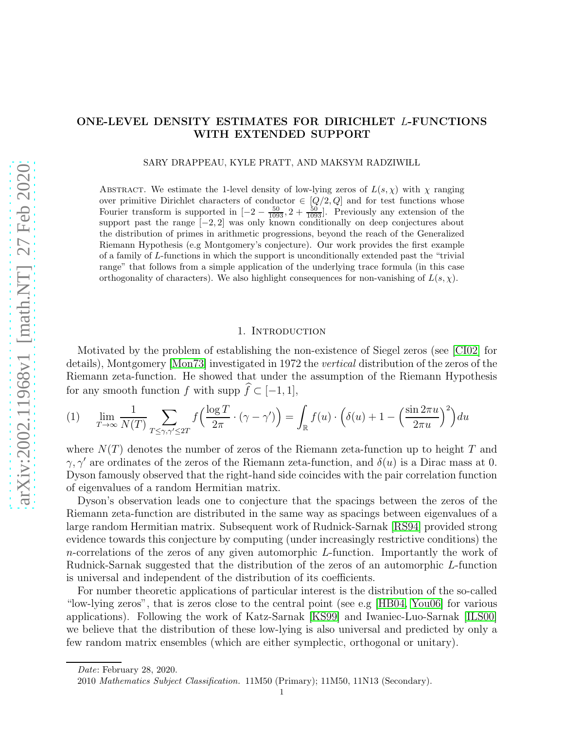# ONE-LEVEL DENSITY ESTIMATES FOR DIRICHLET $L$-FUNCTIONS WITH EXTENDED SUPPORT

SARY DRAPPEAU, KYLE PRATT, AND MAKSYM RADZIWIŁŁ

ABSTRACT. We estimate the 1-level density of low-lying zeros of $L(s,\chi)$ with $\chi$ ranging over primitive Dirichlet characters of conductor $\in [Q/2, Q]$ and for test functions whose Fourier transform is supported in $[-2-\frac{50}{1093}, 2+\frac{50}{1093}]$. Previously any extension of the support past the range $[-2,2]$ was only known conditionally on deep conjectures about the distribution of primes in arithmetic progressions, beyond the reach of the Generalized Riemann Hypothesis (e.g Montgomery's conjecture). Our work provides the first example of a family of $L$-functions in which the support is unconditionally extended past the "trivial range" that follows from a simple application of the underlying trace formula (in this case orthogonality of characters). We also highlight consequences for non-vanishing of $L(s,\chi)$.

## 1. Introduction

Motivated by the problem of establishing the non-existence of Siegel zeros (see [CI02] for details), Montgomery [Mon73] investigated in 1972 the *vertical* distribution of the zeros of the Riemann zeta-function. He showed that under the assumption of the Riemann Hypothesis for any smooth function $f$ with supp $\widehat{f} \subset [-1,1]$,

$$\lim_{T\to\infty} \frac{1}{N(T)} \sum_{T\leq \gamma,\gamma' \leq 2T} f\Big(\frac{\log T}{2\pi}\cdot(\gamma-\gamma')\Big) = \int_{\mathbb{R}} f(u)\cdot\Big(\delta(u) + 1 - \Big(\frac{\sin 2\pi u}{2\pi u}\Big)^2\Big)du \tag{1}$$

where $N(T)$ denotes the number of zeros of the Riemann zeta-function up to height $T$ and $\gamma, \gamma'$ are ordinates of the zeros of the Riemann zeta-function, and $\delta(u)$ is a Dirac mass at 0. Dyson famously observed that the right-hand side coincides with the pair correlation function of eigenvalues of a random Hermitian matrix.

Dyson's observation leads one to conjecture that the spacings between the zeros of the Riemann zeta-function are distributed in the same way as spacings between eigenvalues of a large random Hermitian matrix. Subsequent work of Rudnick-Sarnak [RS94] provided strong evidence towards this conjecture by computing (under increasingly restrictive conditions) the $n$-correlations of the zeros of any given automorphic $L$-function. Importantly the work of Rudnick-Sarnak suggested that the distribution of the zeros of an automorphic $L$-function is universal and independent of the distribution of its coefficients.

For number theoretic applications of particular interest is the distribution of the so-called "low-lying zeros", that is zeros close to the central point (see e.g [HB04, You06] for various applications). Following the work of Katz-Sarnak [KS99] and Iwaniec-Luo-Sarnak [ILS00] we believe that the distribution of these low-lying is also universal and predicted by only a few random matrix ensembles (which are either symplectic, orthogonal or unitary).

*Date*: February 28, 2020.

2010 *Mathematics Subject Classification.* 11M50 (Primary); 11M50, 11N13 (Secondary).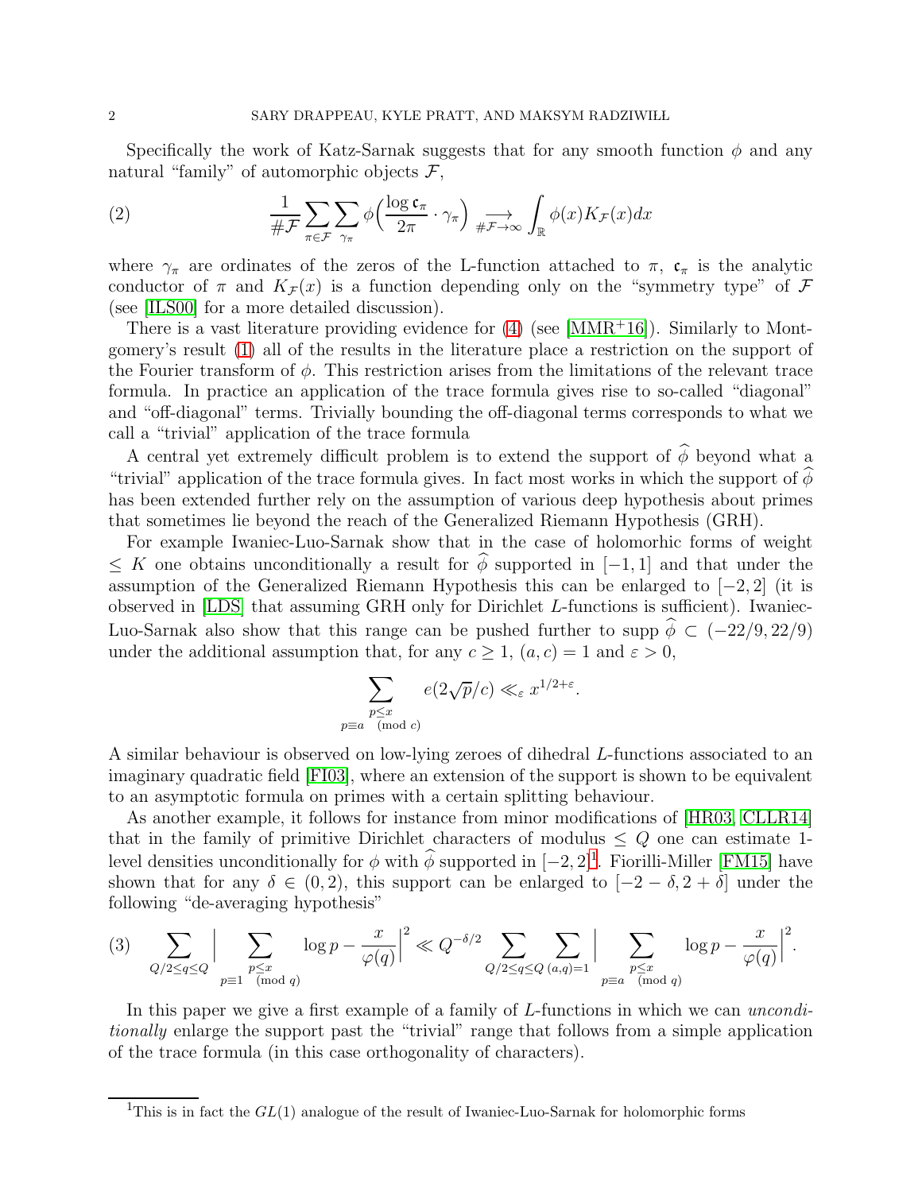Specifically the work of Katz-Sarnak suggests that for any smooth function $\phi$ and any natural "family" of automorphic objects $\mathcal{F}$,

$$\frac{1}{\#\mathcal{F}} \sum_{\pi \in \mathcal{F}} \sum_{\gamma_\pi} \phi\Big(\frac{\log \mathfrak{c}_\pi}{2\pi} \cdot \gamma_\pi\Big) \underset{\#\mathcal{F} \to \infty}{\longrightarrow} \int_{\mathbb{R}} \phi(x) K_{\mathcal{F}}(x) dx \tag{2}$$

where $\gamma_\pi$ are ordinates of the zeros of the L-function attached to $\pi$, $\mathfrak{c}_\pi$ is the analytic conductor of $\pi$ and $K_{\mathcal{F}}(x)$ is a function depending only on the "symmetry type" of $\mathcal{F}$ (see [ILS00] for a more detailed discussion).

There is a vast literature providing evidence for (4) (see [MMR+16]). Similarly to Montgomery's result (1) all of the results in the literature place a restriction on the support of the Fourier transform of $\phi$. This restriction arises from the limitations of the relevant trace formula. In practice an application of the trace formula gives rise to so-called "diagonal" and "off-diagonal" terms. Trivially bounding the off-diagonal terms corresponds to what we call a "trivial" application of the trace formula

A central yet extremely difficult problem is to extend the support of $\widehat{\phi}$ beyond what a "trivial" application of the trace formula gives. In fact most works in which the support of $\widehat{\phi}$ has been extended further rely on the assumption of various deep hypothesis about primes that sometimes lie beyond the reach of the Generalized Riemann Hypothesis (GRH).

For example Iwaniec-Luo-Sarnak show that in the case of holomorhic forms of weight $\leq K$ one obtains unconditionally a result for $\widehat{\phi}$ supported in $[-1, 1]$ and that under the assumption of the Generalized Riemann Hypothesis this can be enlarged to $[-2, 2]$ (it is observed in [LDS] that assuming GRH only for Dirichlet $L$-functions is sufficient). Iwaniec-Luo-Sarnak also show that this range can be pushed further to supp $\widehat{\phi} \subset (-22/9, 22/9)$ under the additional assumption that, for any $c \geq 1$, $(a, c) = 1$ and $\varepsilon > 0$,

$$\sum_{\substack{p \leq x \\ p \equiv a \pmod{c}}} e(2\sqrt{p}/c) \ll_\varepsilon x^{1/2+\varepsilon}.$$

A similar behaviour is observed on low-lying zeroes of dihedral $L$-functions associated to an imaginary quadratic field [FI03], where an extension of the support is shown to be equivalent to an asymptotic formula on primes with a certain splitting behaviour.

As another example, it follows for instance from minor modifications of [HR03, CLLR14] that in the family of primitive Dirichlet characters of modulus $\leq Q$ one can estimate 1-level densities unconditionally for $\phi$ with $\widehat{\phi}$ supported in $[-2, 2]$[1]. Fiorilli-Miller [FM15] have shown that for any $\delta \in (0, 2)$, this support can be enlarged to $[-2-\delta, 2+\delta]$ under the following "de-averaging hypothesis"

$$\sum_{Q/2 \leq q \leq Q} \Big| \sum_{\substack{p \leq x \\ p \equiv 1 \pmod{q}}} \log p - \frac{x}{\varphi(q)} \Big|^2 \ll Q^{-\delta/2} \sum_{Q/2 \leq q \leq Q} \sum_{(a,q)=1} \Big| \sum_{\substack{p \leq x \\ p \equiv a \pmod{q}}} \log p - \frac{x}{\varphi(q)} \Big|^2. \tag{3}$$

In this paper we give a first example of a family of $L$-functions in which we can *unconditionally* enlarge the support past the "trivial" range that follows from a simple application of the trace formula (in this case orthogonality of characters).

[1] This is in fact the $GL(1)$ analogue of the result of Iwaniec-Luo-Sarnak for holomorphic forms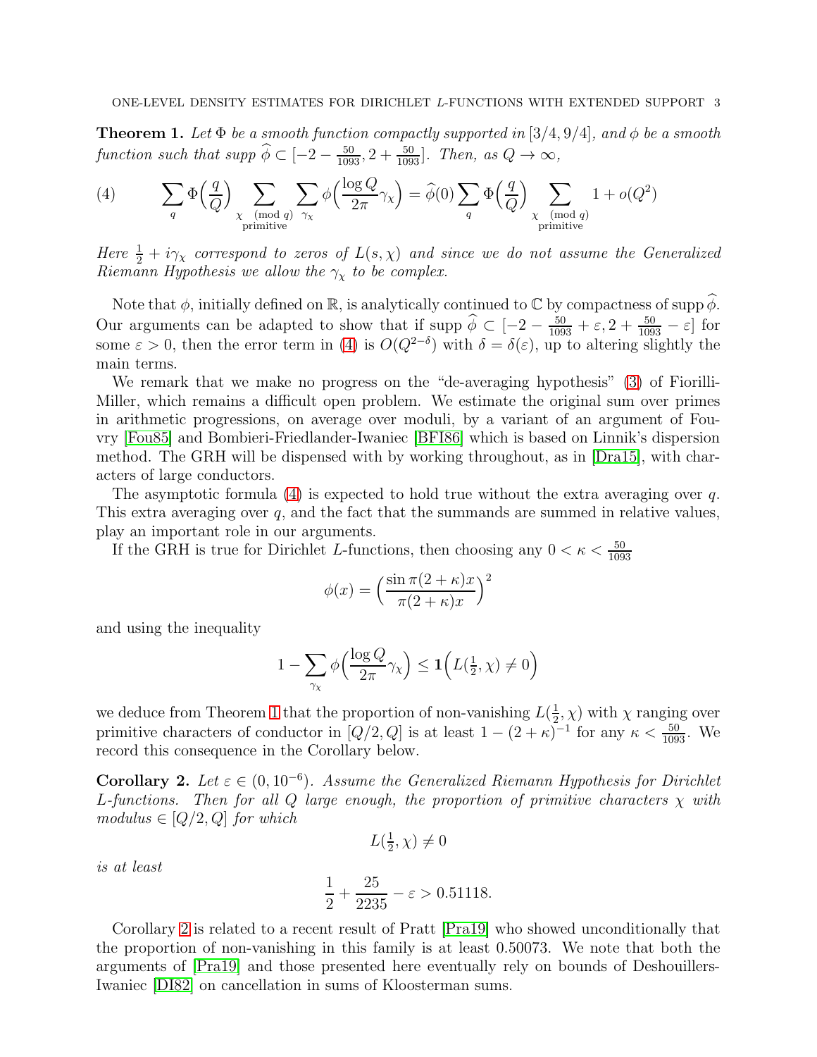**Theorem 1.** *Let $\Phi$ be a smooth function compactly supported in $[3/4, 9/4]$, and $\phi$ be a smooth function such that $\operatorname{supp} \widehat{\phi} \subset [-2 - \frac{50}{1093}, 2 + \frac{50}{1093}]$. Then, as $Q \to \infty$,*

$$\sum_{q} \Phi\Big(\frac{q}{Q}\Big) \sum_{\substack{\chi \pmod q \\ \text{primitive}}} \sum_{\gamma_\chi} \phi\Big(\frac{\log Q}{2\pi}\gamma_\chi\Big) = \widehat{\phi}(0) \sum_{q} \Phi\Big(\frac{q}{Q}\Big) \sum_{\substack{\chi \pmod q \\ \text{primitive}}} 1 + o(Q^2) \tag{4}$$

*Here $\frac{1}{2} + i\gamma_\chi$ correspond to zeros of $L(s, \chi)$ and since we do not assume the Generalized Riemann Hypothesis we allow the $\gamma_\chi$ to be complex.*

Note that $\phi$, initially defined on $\mathbb{R}$, is analytically continued to $\mathbb{C}$ by compactness of $\operatorname{supp} \widehat{\phi}$. Our arguments can be adapted to show that if $\operatorname{supp} \widehat{\phi} \subset [-2 - \frac{50}{1093} + \varepsilon, 2 + \frac{50}{1093} - \varepsilon]$ for some $\varepsilon > 0$, then the error term in (4) is $O(Q^{2-\delta})$ with $\delta = \delta(\varepsilon)$, up to altering slightly the main terms.

We remark that we make no progress on the "de-averaging hypothesis" (3) of Fiorilli-Miller, which remains a difficult open problem. We estimate the original sum over primes in arithmetic progressions, on average over moduli, by a variant of an argument of Fouvry [Fou85] and Bombieri-Friedlander-Iwaniec [BFI86] which is based on Linnik's dispersion method. The GRH will be dispensed with by working throughout, as in [Dra15], with characters of large conductors.

The asymptotic formula (4) is expected to hold true without the extra averaging over $q$. This extra averaging over $q$, and the fact that the summands are summed in relative values, play an important role in our arguments.

If the GRH is true for Dirichlet $L$-functions, then choosing any $0 < \kappa < \frac{50}{1093}$

$$\phi(x) = \Big(\frac{\sin \pi(2 + \kappa)x}{\pi(2 + \kappa)x}\Big)^2$$

and using the inequality

$$1 - \sum_{\gamma_\chi} \phi\Big(\frac{\log Q}{2\pi}\gamma_\chi\Big) \leq \mathbf{1}\Big(L(\tfrac{1}{2}, \chi) \neq 0\Big)$$

we deduce from Theorem 1 that the proportion of non-vanishing $L(\frac{1}{2}, \chi)$ with $\chi$ ranging over primitive characters of conductor in $[Q/2, Q]$ is at least $1 - (2 + \kappa)^{-1}$ for any $\kappa < \frac{50}{1093}$. We record this consequence in the Corollary below.

**Corollary 2.** *Let $\varepsilon \in (0, 10^{-6})$. Assume the Generalized Riemann Hypothesis for Dirichlet $L$-functions. Then for all $Q$ large enough, the proportion of primitive characters $\chi$ with modulus $\in [Q/2, Q]$ for which*

$$L(\tfrac{1}{2}, \chi) \neq 0$$

*is at least*

$$\frac{1}{2} + \frac{25}{2235} - \varepsilon > 0.51118.$$

Corollary 2 is related to a recent result of Pratt [Pra19] who showed unconditionally that the proportion of non-vanishing in this family is at least 0.50073. We note that both the arguments of [Pra19] and those presented here eventually rely on bounds of Deshouillers-Iwaniec [DI82] on cancellation in sums of Kloosterman sums.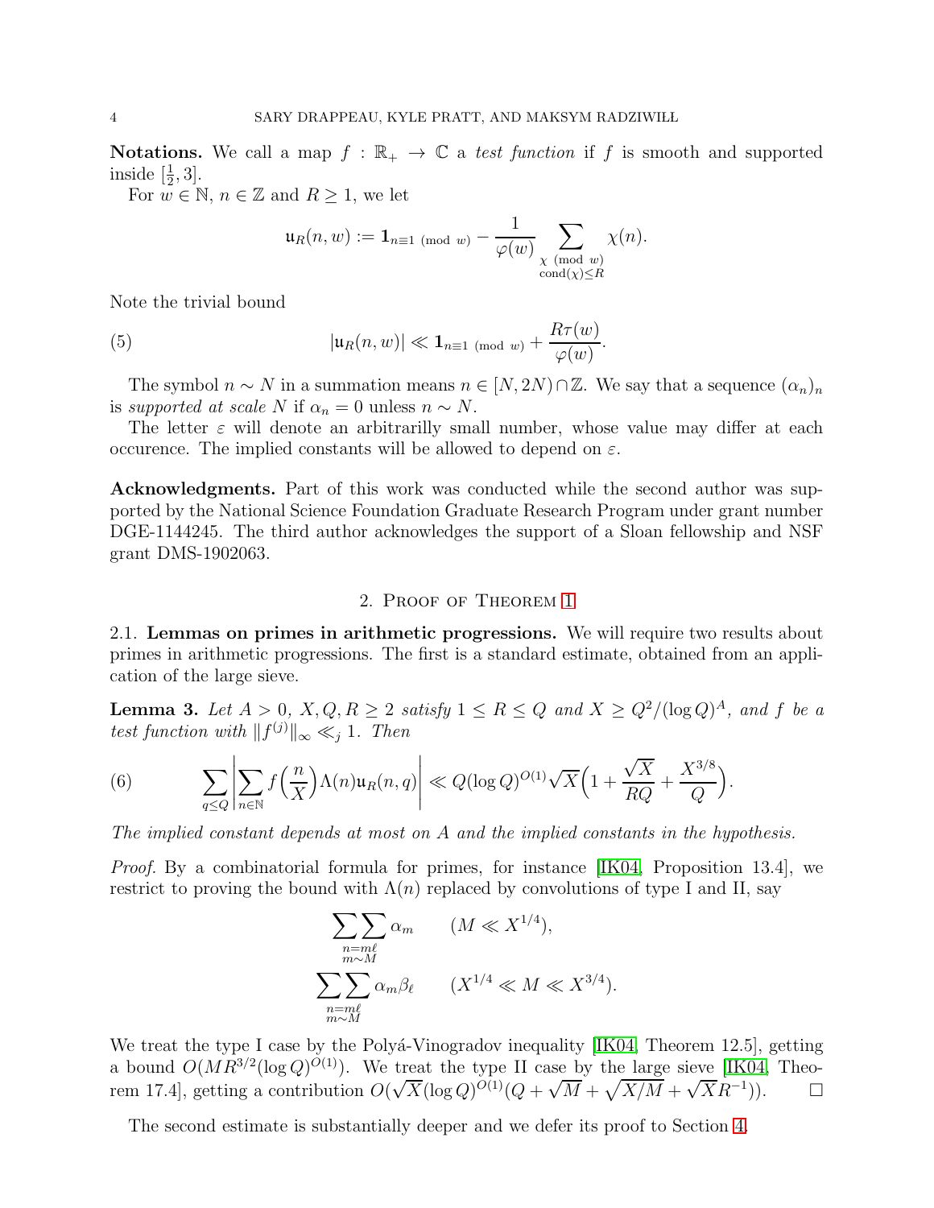**Notations.** We call a map $f : \mathbb{R}_+ \to \mathbb{C}$ a *test function* if $f$ is smooth and supported inside $[\frac{1}{2}, 3]$.

For $w \in \mathbb{N}$, $n \in \mathbb{Z}$ and $R \geq 1$, we let

$$\mathfrak{u}_R(n, w) := \mathbf{1}_{n \equiv 1 \pmod{w}} - \frac{1}{\varphi(w)} \sum_{\substack{\chi \pmod{w} \\ \mathrm{cond}(\chi) \leq R}} \chi(n).$$

Note the trivial bound

$$|\mathfrak{u}_R(n, w)| \ll \mathbf{1}_{n \equiv 1 \pmod{w}} + \frac{R\tau(w)}{\varphi(w)}. \tag{5}$$

The symbol $n \sim N$ in a summation means $n \in [N, 2N) \cap \mathbb{Z}$. We say that a sequence $(\alpha_n)_n$ is *supported at scale* $N$ if $\alpha_n = 0$ unless $n \sim N$.

The letter $\varepsilon$ will denote an arbitrarilly small number, whose value may differ at each occurence. The implied constants will be allowed to depend on $\varepsilon$.

**Acknowledgments.** Part of this work was conducted while the second author was supported by the National Science Foundation Graduate Research Program under grant number DGE-1144245. The third author acknowledges the support of a Sloan fellowship and NSF grant DMS-1902063.

## 2. Proof of Theorem 1

### 2.1. Lemmas on primes in arithmetic progressions.

We will require two results about primes in arithmetic progressions. The first is a standard estimate, obtained from an application of the large sieve.

**Lemma 3.** *Let $A > 0$, $X, Q, R \geq 2$ satisfy $1 \leq R \leq Q$ and $X \geq Q^2/(\log Q)^A$, and $f$ be a test function with $\|f^{(j)}\|_\infty \ll_j 1$. Then*

$$\sum_{q \leq Q} \left| \sum_{n \in \mathbb{N}} f\Big(\frac{n}{X}\Big) \Lambda(n) \mathfrak{u}_R(n, q) \right| \ll Q (\log Q)^{O(1)} \sqrt{X} \Big(1 + \frac{\sqrt{X}}{RQ} + \frac{X^{3/8}}{Q}\Big). \tag{6}$$

*The implied constant depends at most on $A$ and the implied constants in the hypothesis.*

*Proof.* By a combinatorial formula for primes, for instance [IK04, Proposition 13.4], we restrict to proving the bound with $\Lambda(n)$ replaced by convolutions of type I and II, say

$$\sum\sum_{\substack{n = m\ell \\ m \sim M}} \alpha_m \qquad (M \ll X^{1/4}),$$

$$\sum\sum_{\substack{n = m\ell \\ m \sim M}} \alpha_m \beta_\ell \qquad (X^{1/4} \ll M \ll X^{3/4}).$$

We treat the type I case by the Polyá-Vinogradov inequality [IK04, Theorem 12.5], getting a bound $O(MR^{3/2}(\log Q)^{O(1)})$. We treat the type II case by the large sieve [IK04, Theorem 17.4], getting a contribution $O(\sqrt{X}(\log Q)^{O(1)}(Q + \sqrt{M} + \sqrt{X/M} + \sqrt{X}R^{-1}))$. $\square$

The second estimate is substantially deeper and we defer its proof to Section 4.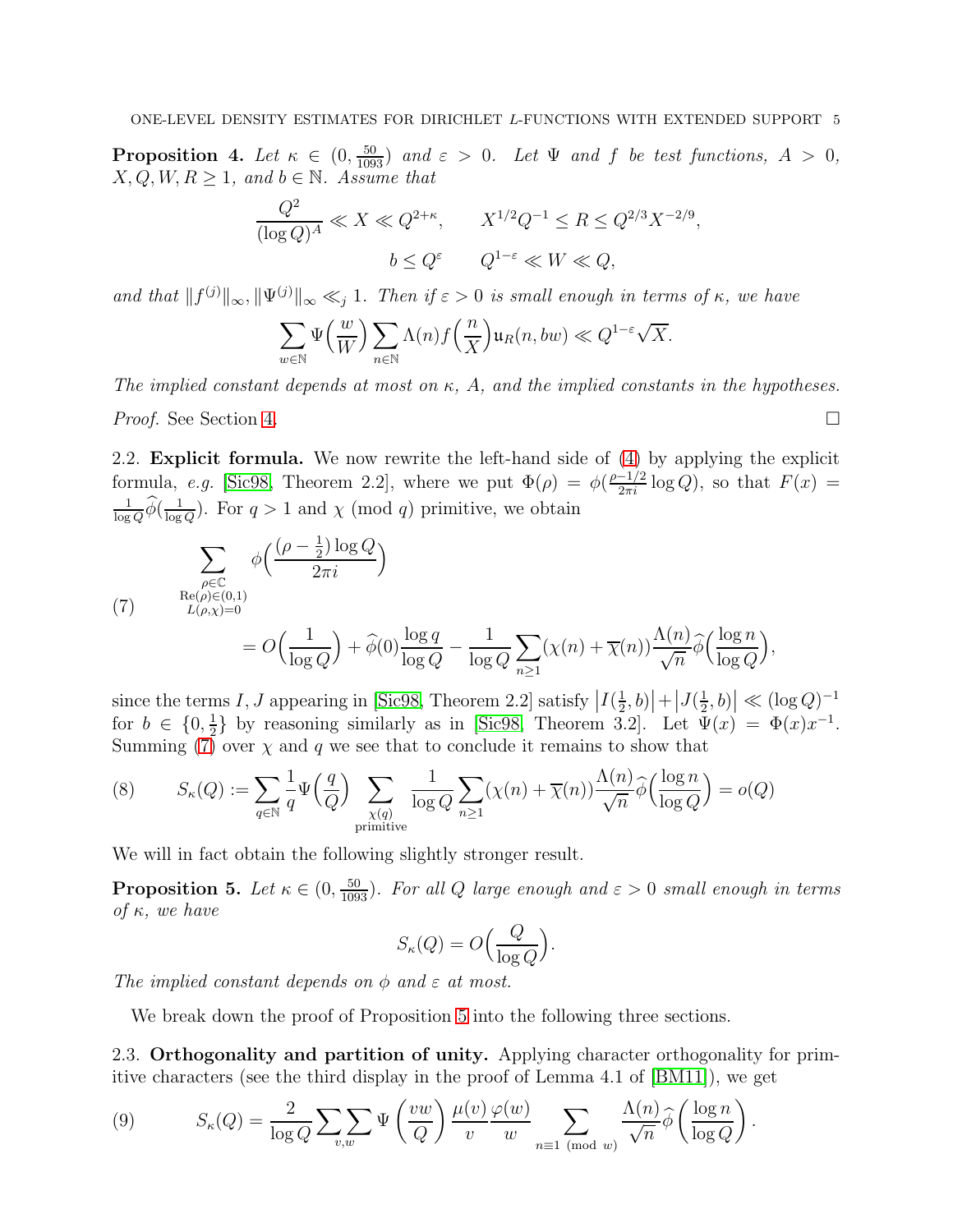**Proposition 4.** *Let $\kappa \in (0, \frac{50}{1093})$ and $\varepsilon > 0$. Let $\Psi$ and $f$ be test functions, $A > 0$, $X, Q, W, R \geq 1$, and $b \in \mathbb{N}$. Assume that*

$$\frac{Q^2}{(\log Q)^A} \ll X \ll Q^{2+\kappa}, \qquad X^{1/2}Q^{-1} \leq R \leq Q^{2/3}X^{-2/9},$$
$$b \leq Q^{\varepsilon} \qquad Q^{1-\varepsilon} \ll W \ll Q,$$

*and that $\|f^{(j)}\|_\infty, \|\Psi^{(j)}\|_\infty \ll_j 1$. Then if $\varepsilon > 0$ is small enough in terms of $\kappa$, we have*

$$\sum_{w \in \mathbb{N}} \Psi\Big(\frac{w}{W}\Big) \sum_{n \in \mathbb{N}} \Lambda(n) f\Big(\frac{n}{X}\Big) \mathfrak{u}_R(n, bw) \ll Q^{1-\varepsilon}\sqrt{X}.$$

*The implied constant depends at most on $\kappa$, $A$, and the implied constants in the hypotheses.*

*Proof.* See Section 4. $\square$

## 2.2. Explicit formula.

We now rewrite the left-hand side of (4) by applying the explicit formula, *e.g.* [Sic98, Theorem 2.2], where we put $\Phi(\rho) = \phi(\frac{\rho - 1/2}{2\pi i}\log Q)$, so that $F(x) = \frac{1}{\log Q}\widehat{\phi}(\frac{1}{\log Q})$. For $q > 1$ and $\chi \pmod q$ primitive, we obtain

$$(7) \qquad \sum_{\substack{\rho \in \mathbb{C} \\ \mathrm{Re}(\rho) \in (0,1) \\ L(\rho, \chi) = 0}} \phi\Big(\frac{(\rho - \frac{1}{2})\log Q}{2\pi i}\Big)$$
$$= O\Big(\frac{1}{\log Q}\Big) + \widehat{\phi}(0)\frac{\log q}{\log Q} - \frac{1}{\log Q}\sum_{n \geq 1}(\chi(n) + \overline{\chi}(n))\frac{\Lambda(n)}{\sqrt{n}}\widehat{\phi}\Big(\frac{\log n}{\log Q}\Big),$$

since the terms $I, J$ appearing in [Sic98, Theorem 2.2] satisfy $\big|I(\frac{1}{2}, b)\big| + \big|J(\frac{1}{2}, b)\big| \ll (\log Q)^{-1}$ for $b \in \{0, \frac{1}{2}\}$ by reasoning similarly as in [Sic98, Theorem 3.2]. Let $\Psi(x) = \Phi(x)x^{-1}$. Summing (7) over $\chi$ and $q$ we see that to conclude it remains to show that

$$(8) \qquad S_\kappa(Q) := \sum_{q \in \mathbb{N}} \frac{1}{q}\Psi\Big(\frac{q}{Q}\Big) \sum_{\substack{\chi(q) \\ \text{primitive}}} \frac{1}{\log Q}\sum_{n \geq 1}(\chi(n) + \overline{\chi}(n))\frac{\Lambda(n)}{\sqrt{n}}\widehat{\phi}\Big(\frac{\log n}{\log Q}\Big) = o(Q)$$

We will in fact obtain the following slightly stronger result.

**Proposition 5.** *Let $\kappa \in (0, \frac{50}{1093})$. For all $Q$ large enough and $\varepsilon > 0$ small enough in terms of $\kappa$, we have*

$$S_\kappa(Q) = O\Big(\frac{Q}{\log Q}\Big).$$

*The implied constant depends on $\phi$ and $\varepsilon$ at most.*

We break down the proof of Proposition 5 into the following three sections.

## 2.3. Orthogonality and partition of unity.

Applying character orthogonality for primitive characters (see the third display in the proof of Lemma 4.1 of [BM11]), we get

$$(9) \qquad S_\kappa(Q) = \frac{2}{\log Q}\sum\sum_{v,w} \Psi\left(\frac{vw}{Q}\right)\frac{\mu(v)}{v}\frac{\varphi(w)}{w}\sum_{n \equiv 1 \pmod w}\frac{\Lambda(n)}{\sqrt{n}}\widehat{\phi}\left(\frac{\log n}{\log Q}\right).$$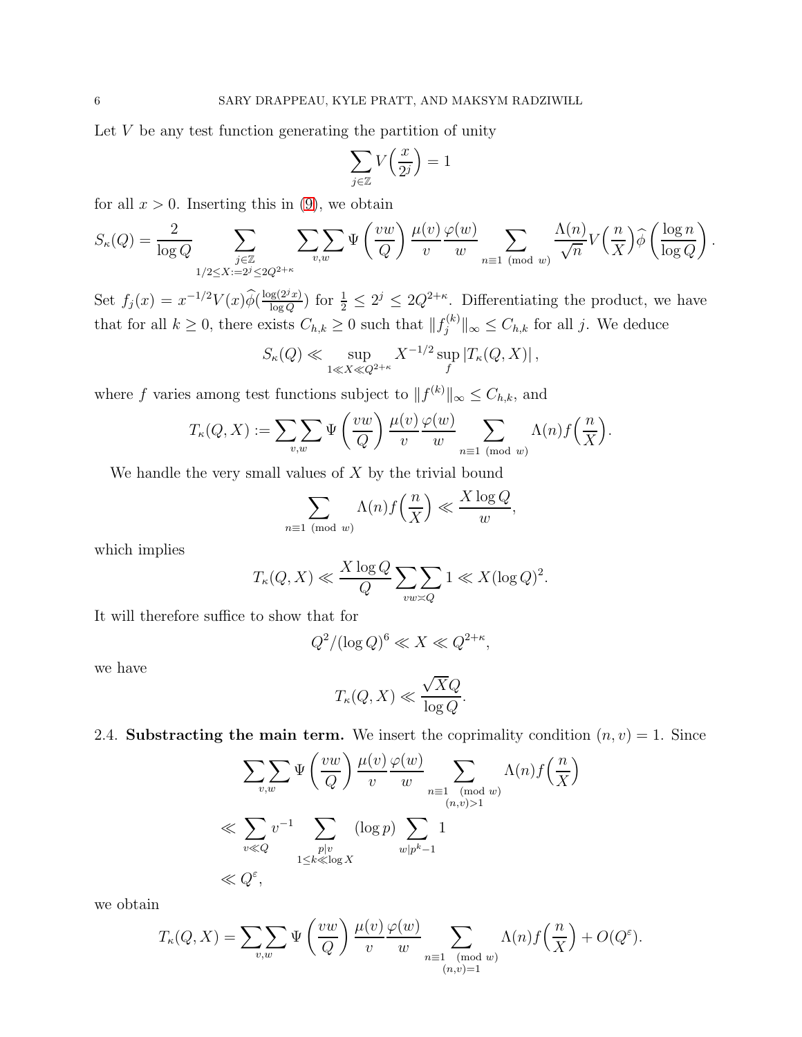Let $V$ be any test function generating the partition of unity

$$\sum_{j\in\mathbb{Z}} V\Big(\frac{x}{2^j}\Big) = 1$$

for all $x > 0$. Inserting this in (9), we obtain

$$S_\kappa(Q) = \frac{2}{\log Q} \sum_{\substack{j\in\mathbb{Z} \\ 1/2 \le X := 2^j \le 2Q^{2+\kappa}}} \sum_{v,w}\sum \Psi\left(\frac{vw}{Q}\right) \frac{\mu(v)}{v}\frac{\varphi(w)}{w} \sum_{n\equiv 1 \pmod w} \frac{\Lambda(n)}{\sqrt{n}} V\Big(\frac{n}{X}\Big)\widehat{\phi}\left(\frac{\log n}{\log Q}\right).$$

Set $f_j(x) = x^{-1/2}V(x)\widehat{\phi}(\frac{\log(2^j x)}{\log Q})$ for $\frac{1}{2} \le 2^j \le 2Q^{2+\kappa}$. Differentiating the product, we have that for all $k \ge 0$, there exists $C_{h,k} \ge 0$ such that $\|f_j^{(k)}\|_\infty \le C_{h,k}$ for all $j$. We deduce

$$S_\kappa(Q) \ll \sup_{1 \ll X \ll Q^{2+\kappa}} X^{-1/2} \sup_f |T_\kappa(Q,X)|,$$

where $f$ varies among test functions subject to $\|f^{(k)}\|_\infty \le C_{h,k}$, and

$$T_\kappa(Q,X) := \sum_{v,w}\sum \Psi\left(\frac{vw}{Q}\right) \frac{\mu(v)}{v}\frac{\varphi(w)}{w} \sum_{n\equiv 1 \pmod w} \Lambda(n) f\Big(\frac{n}{X}\Big).$$

We handle the very small values of $X$ by the trivial bound

$$\sum_{n\equiv 1 \pmod w} \Lambda(n) f\Big(\frac{n}{X}\Big) \ll \frac{X\log Q}{w},$$

which implies

$$T_\kappa(Q,X) \ll \frac{X\log Q}{Q}\sum_{vw\asymp Q}\sum 1 \ll X(\log Q)^2.$$

It will therefore suffice to show that for

$$Q^2/(\log Q)^6 \ll X \ll Q^{2+\kappa},$$

we have

$$T_\kappa(Q,X) \ll \frac{\sqrt{X}Q}{\log Q}.$$

## 2.4. Substracting the main term.

We insert the coprimality condition $(n,v) = 1$. Since

$$\begin{aligned}
&\sum_{v,w}\sum \Psi\left(\frac{vw}{Q}\right) \frac{\mu(v)}{v}\frac{\varphi(w)}{w} \sum_{\substack{n\equiv 1 \pmod w \\ (n,v)>1}} \Lambda(n) f\Big(\frac{n}{X}\Big) \\
&\ll \sum_{v \ll Q} v^{-1} \sum_{\substack{p\mid v \\ 1\le k \ll \log X}} (\log p) \sum_{w \mid p^k - 1} 1 \\
&\ll Q^\varepsilon,
\end{aligned}$$

we obtain

$$T_\kappa(Q,X) = \sum_{v,w}\sum \Psi\left(\frac{vw}{Q}\right) \frac{\mu(v)}{v}\frac{\varphi(w)}{w} \sum_{\substack{n\equiv 1 \pmod w \\ (n,v)=1}} \Lambda(n) f\Big(\frac{n}{X}\Big) + O(Q^\varepsilon).$$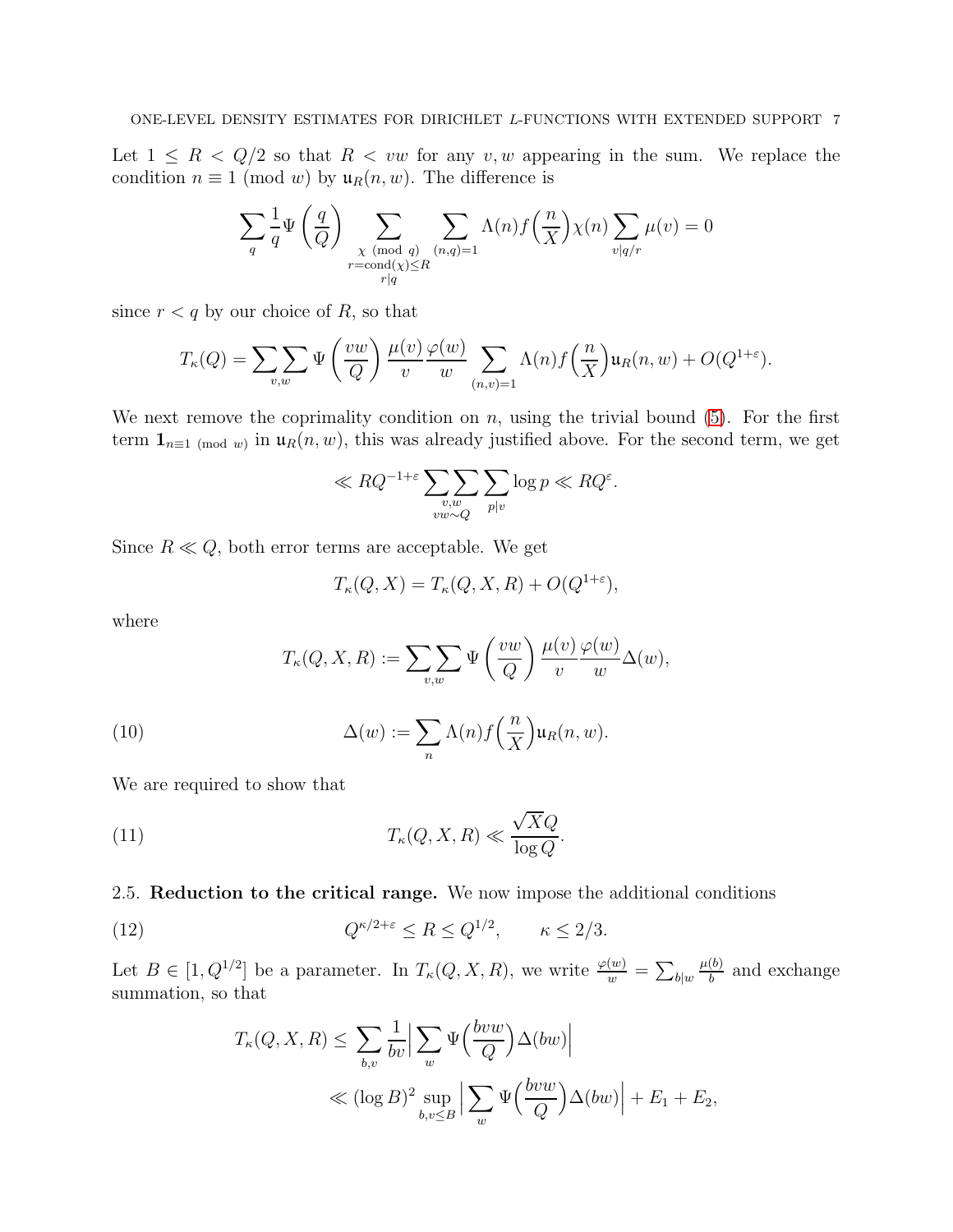Let $1 \leq R < Q/2$ so that $R < vw$ for any $v, w$ appearing in the sum. We replace the condition $n \equiv 1 \pmod{w}$ by $\mathfrak{u}_R(n, w)$. The difference is

$$\sum_q \frac{1}{q} \Psi\left(\frac{q}{Q}\right) \sum_{\substack{\chi \pmod{q} \\ r = \mathrm{cond}(\chi) \leq R \\ r|q}} \sum_{(n,q)=1} \Lambda(n) f\Big(\frac{n}{X}\Big) \chi(n) \sum_{v|q/r} \mu(v) = 0$$

since $r < q$ by our choice of $R$, so that

$$T_\kappa(Q) = \sum_{v,w}\sum \Psi\left(\frac{vw}{Q}\right) \frac{\mu(v)}{v} \frac{\varphi(w)}{w} \sum_{(n,v)=1} \Lambda(n) f\Big(\frac{n}{X}\Big) \mathfrak{u}_R(n, w) + O(Q^{1+\varepsilon}).$$

We next remove the coprimality condition on $n$, using the trivial bound (5). For the first term $\mathbf{1}_{n \equiv 1 \pmod{w}}$ in $\mathfrak{u}_R(n, w)$, this was already justified above. For the second term, we get

$$\ll RQ^{-1+\varepsilon} \sum_{\substack{v,w \\ vw \sim Q}}\sum \sum_{p|v} \log p \ll RQ^\varepsilon.$$

Since $R \ll Q$, both error terms are acceptable. We get

$$T_\kappa(Q, X) = T_\kappa(Q, X, R) + O(Q^{1+\varepsilon}),$$

where

$$T_\kappa(Q, X, R) := \sum_{v,w}\sum \Psi\left(\frac{vw}{Q}\right) \frac{\mu(v)}{v} \frac{\varphi(w)}{w} \Delta(w),$$

$$\Delta(w) := \sum_n \Lambda(n) f\Big(\frac{n}{X}\Big) \mathfrak{u}_R(n, w). \tag{10}$$

We are required to show that

$$T_\kappa(Q, X, R) \ll \frac{\sqrt{X} Q}{\log Q}. \tag{11}$$

## 2.5. Reduction to the critical range.

We now impose the additional conditions

$$Q^{\kappa/2+\varepsilon} \leq R \leq Q^{1/2}, \qquad \kappa \leq 2/3. \tag{12}$$

Let $B \in [1, Q^{1/2}]$ be a parameter. In $T_\kappa(Q, X, R)$, we write $\frac{\varphi(w)}{w} = \sum_{b|w} \frac{\mu(b)}{b}$ and exchange summation, so that

$$\begin{aligned} T_\kappa(Q, X, R) &\leq \sum_{b,v} \frac{1}{bv} \Big| \sum_w \Psi\Big(\frac{bvw}{Q}\Big) \Delta(bw) \Big| \\ &\ll (\log B)^2 \sup_{b,v \leq B} \Big| \sum_w \Psi\Big(\frac{bvw}{Q}\Big) \Delta(bw) \Big| + E_1 + E_2, \end{aligned}$$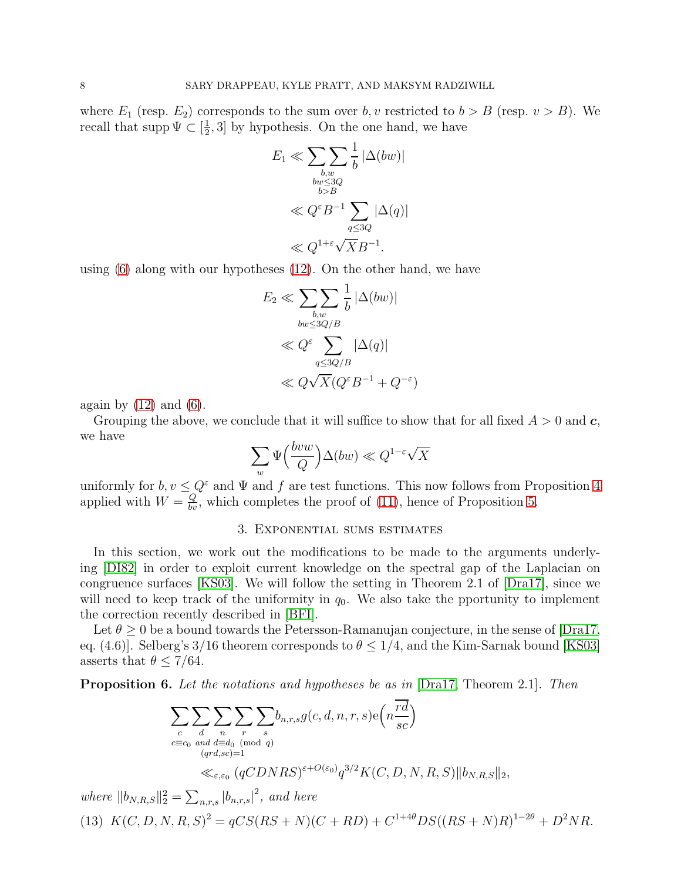where $E_1$ (resp. $E_2$) corresponds to the sum over $b, v$ restricted to $b > B$ (resp. $v > B$). We recall that $\operatorname{supp} \Psi \subset [\frac{1}{2}, 3]$ by hypothesis. On the one hand, we have

$$\begin{aligned}
E_1 &\ll \sum_{\substack{b,w \\ bw \leq 3Q \\ b > B}}\sum \frac{1}{b} |\Delta(bw)| \\
&\ll Q^{\varepsilon} B^{-1} \sum_{q \leq 3Q} |\Delta(q)| \\
&\ll Q^{1+\varepsilon} \sqrt{X} B^{-1}.
\end{aligned}$$

using (6) along with our hypotheses (12). On the other hand, we have

$$\begin{aligned}
E_2 &\ll \sum_{\substack{b,w \\ bw \leq 3Q/B}}\sum \frac{1}{b} |\Delta(bw)| \\
&\ll Q^{\varepsilon} \sum_{q \leq 3Q/B} |\Delta(q)| \\
&\ll Q\sqrt{X}(Q^{\varepsilon} B^{-1} + Q^{-\varepsilon})
\end{aligned}$$

again by (12) and (6).

Grouping the above, we conclude that it will suffice to show that for all fixed $A > 0$ and $\boldsymbol{c}$, we have

$$\sum_{w} \Psi\Big(\frac{bvw}{Q}\Big) \Delta(bw) \ll Q^{1-\varepsilon} \sqrt{X}$$

uniformly for $b, v \leq Q^{\varepsilon}$ and $\Psi$ and $f$ are test functions. This now follows from Proposition 4 applied with $W = \frac{Q}{bv}$, which completes the proof of (11), hence of Proposition 5.

## 3. Exponential sums estimates

In this section, we work out the modifications to be made to the arguments underlying [DI82] in order to exploit current knowledge on the spectral gap of the Laplacian on congruence surfaces [KS03]. We will follow the setting in Theorem 2.1 of [Dra17], since we will need to keep track of the uniformity in $q_0$. We also take the pportunity to implement the correction recently described in [BFI].

Let $\theta \geq 0$ be a bound towards the Petersson-Ramanujan conjecture, in the sense of [Dra17, eq. (4.6)]. Selberg's $3/16$ theorem corresponds to $\theta \leq 1/4$, and the Kim-Sarnak bound [KS03] asserts that $\theta \leq 7/64$.

**Proposition 6.** *Let the notations and hypotheses be as in* [Dra17, Theorem 2.1]. *Then*

$$\begin{aligned}
&\sum_{\substack{c \\ c \equiv c_0}}\sum_{\substack{d \\ \text{and } d \equiv d_0 \\ (qrd, sc)=1}}\sum_{\substack{n \\ \pmod q}}\sum_{r}\sum_{s} b_{n,r,s}\, g(c,d,n,r,s) \mathrm{e}\Big(n\frac{\overline{rd}}{sc}\Big) \\
&\qquad \ll_{\varepsilon,\varepsilon_0} (qCDNRS)^{\varepsilon + O(\varepsilon_0)} q^{3/2} K(C,D,N,R,S) \|b_{N,R,S}\|_2,
\end{aligned}$$

*where* $\|b_{N,R,S}\|_2^2 = \sum_{n,r,s} |b_{n,r,s}|^2$, *and here*

$$K(C,D,N,R,S)^2 = qCS(RS+N)(C+RD) + C^{1+4\theta} DS((RS+N)R)^{1-2\theta} + D^2 NR. \tag{13}$$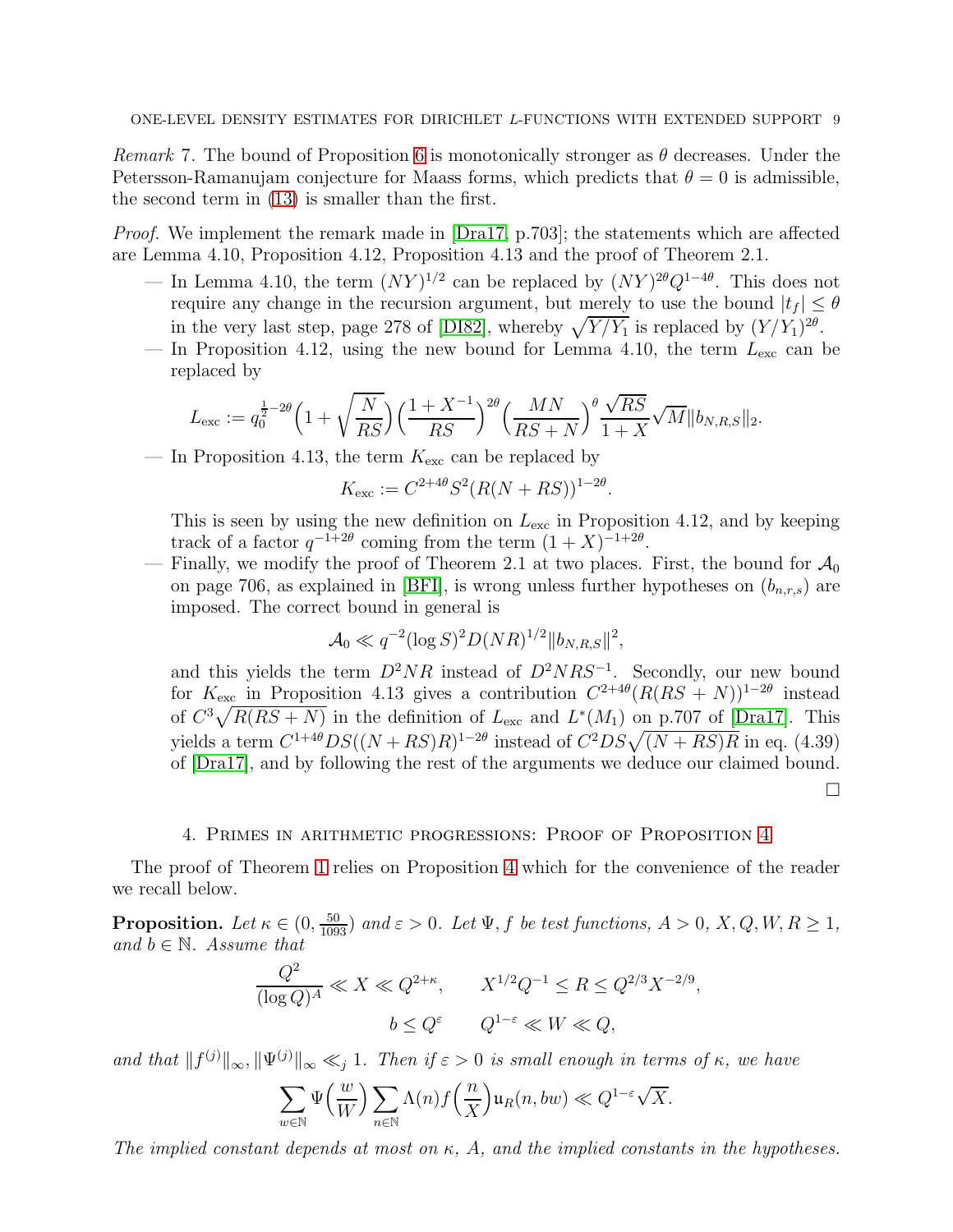*Remark* 7. The bound of Proposition 6 is monotonically stronger as $\theta$ decreases. Under the Petersson-Ramanujam conjecture for Maass forms, which predicts that $\theta = 0$ is admissible, the second term in (13) is smaller than the first.

*Proof.* We implement the remark made in [Dra17, p.703]; the statements which are affected are Lemma 4.10, Proposition 4.12, Proposition 4.13 and the proof of Theorem 2.1.

— In Lemma 4.10, the term $(NY)^{1/2}$ can be replaced by $(NY)^{2\theta}Q^{1-4\theta}$. This does not require any change in the recursion argument, but merely to use the bound $|t_f| \leq \theta$ in the very last step, page 278 of [DI82], whereby $\sqrt{Y/Y_1}$ is replaced by $(Y/Y_1)^{2\theta}$.

— In Proposition 4.12, using the new bound for Lemma 4.10, the term $L_{\mathrm{exc}}$ can be replaced by

$$L_{\mathrm{exc}} := q_0^{\frac{1}{2}-2\theta}\Big(1+\sqrt{\frac{N}{RS}}\Big)\Big(\frac{1+X^{-1}}{RS}\Big)^{2\theta}\Big(\frac{MN}{RS+N}\Big)^{\theta}\frac{\sqrt{RS}}{1+X}\sqrt{M}\|b_{N,R,S}\|_2.$$

— In Proposition 4.13, the term $K_{\mathrm{exc}}$ can be replaced by

$$K_{\mathrm{exc}} := C^{2+4\theta}S^2(R(N+RS))^{1-2\theta}.$$

This is seen by using the new definition on $L_{\mathrm{exc}}$ in Proposition 4.12, and by keeping track of a factor $q^{-1+2\theta}$ coming from the term $(1+X)^{-1+2\theta}$.

— Finally, we modify the proof of Theorem 2.1 at two places. First, the bound for $\mathcal{A}_0$ on page 706, as explained in [BFI], is wrong unless further hypotheses on $(b_{n,r,s})$ are imposed. The correct bound in general is

$$\mathcal{A}_0 \ll q^{-2}(\log S)^2 D(NR)^{1/2}\|b_{N,R,S}\|^2,$$

and this yields the term $D^2NR$ instead of $D^2NRS^{-1}$. Secondly, our new bound for $K_{\mathrm{exc}}$ in Proposition 4.13 gives a contribution $C^{2+4\theta}(R(RS+N))^{1-2\theta}$ instead of $C^3\sqrt{R(RS+N)}$ in the definition of $L_{\mathrm{exc}}$ and $L^*(M_1)$ on p.707 of [Dra17]. This yields a term $C^{1+4\theta}DS((N+RS)R)^{1-2\theta}$ instead of $C^2DS\sqrt{(N+RS)R}$ in eq. (4.39) of [Dra17], and by following the rest of the arguments we deduce our claimed bound. □

## 4. Primes in arithmetic progressions: Proof of Proposition 4

The proof of Theorem 1 relies on Proposition 4 which for the convenience of the reader we recall below.

**Proposition.** *Let $\kappa \in (0, \frac{50}{1093})$ and $\varepsilon > 0$. Let $\Psi, f$ be test functions, $A > 0$, $X, Q, W, R \geq 1$, and $b \in \mathbb{N}$. Assume that*

$$\frac{Q^2}{(\log Q)^A} \ll X \ll Q^{2+\kappa}, \qquad X^{1/2}Q^{-1} \leq R \leq Q^{2/3}X^{-2/9},$$
$$b \leq Q^{\varepsilon} \qquad Q^{1-\varepsilon} \ll W \ll Q,$$

*and that $\|f^{(j)}\|_\infty, \|\Psi^{(j)}\|_\infty \ll_j 1$. Then if $\varepsilon > 0$ is small enough in terms of $\kappa$, we have*

$$\sum_{w\in\mathbb{N}}\Psi\Big(\frac{w}{W}\Big)\sum_{n\in\mathbb{N}}\Lambda(n)f\Big(\frac{n}{X}\Big)\mathfrak{u}_R(n,bw) \ll Q^{1-\varepsilon}\sqrt{X}.$$

*The implied constant depends at most on $\kappa$, $A$, and the implied constants in the hypotheses.*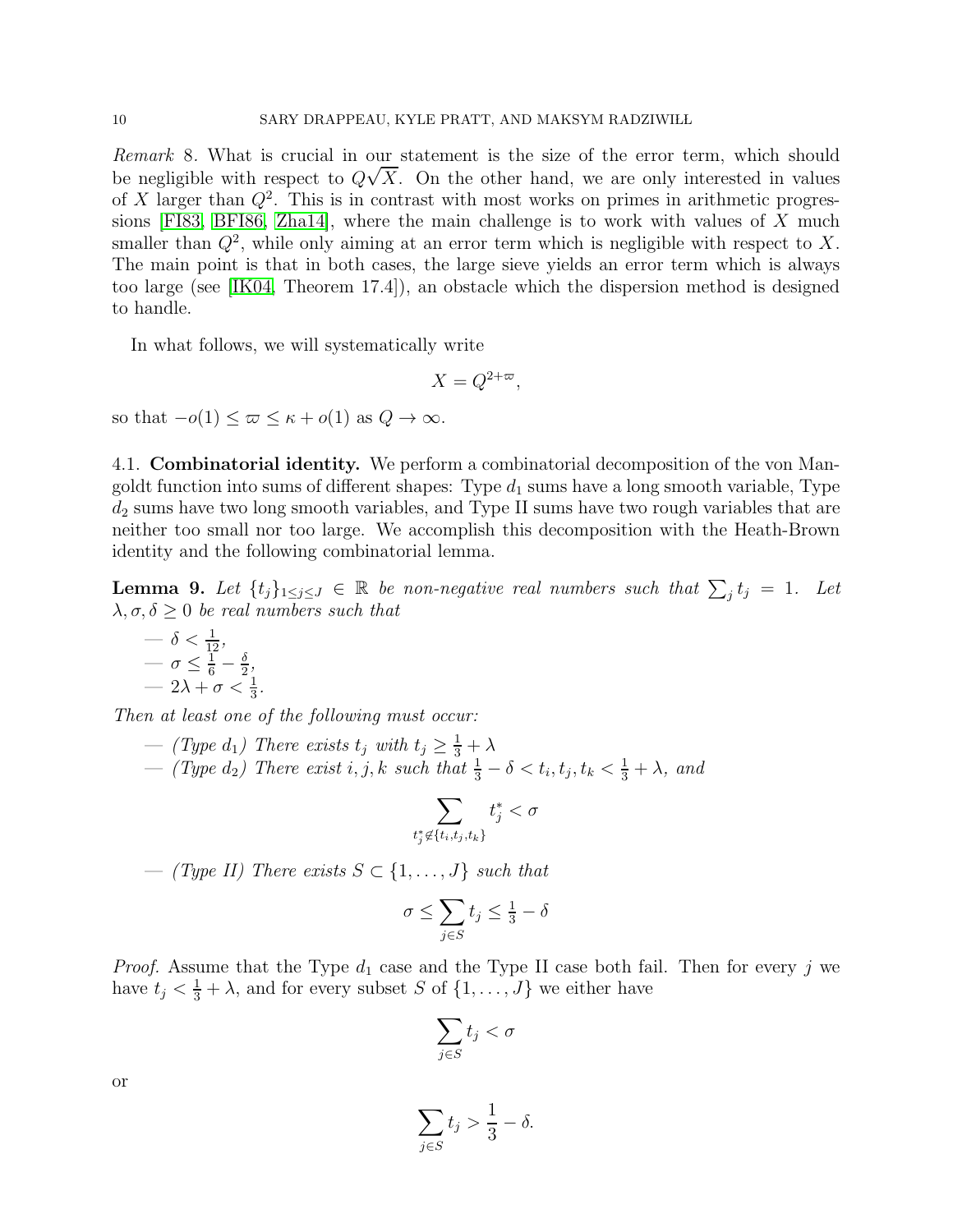*Remark* 8. What is crucial in our statement is the size of the error term, which should be negligible with respect to $Q\sqrt{X}$. On the other hand, we are only interested in values of $X$ larger than $Q^2$. This is in contrast with most works on primes in arithmetic progressions [FI83, BFI86, Zha14], where the main challenge is to work with values of $X$ much smaller than $Q^2$, while only aiming at an error term which is negligible with respect to $X$. The main point is that in both cases, the large sieve yields an error term which is always too large (see [IK04, Theorem 17.4]), an obstacle which the dispersion method is designed to handle.

In what follows, we will systematically write

$$X = Q^{2+\varpi},$$

so that $-o(1) \le \varpi \le \kappa + o(1)$ as $Q \to \infty$.

## 4.1. Combinatorial identity.

We perform a combinatorial decomposition of the von Mangoldt function into sums of different shapes: Type $d_1$ sums have a long smooth variable, Type $d_2$ sums have two long smooth variables, and Type II sums have two rough variables that are neither too small nor too large. We accomplish this decomposition with the Heath-Brown identity and the following combinatorial lemma.

**Lemma 9.** *Let $\{t_j\}_{1\le j\le J} \in \mathbb{R}$ be non-negative real numbers such that $\sum_j t_j = 1$. Let $\lambda, \sigma, \delta \ge 0$ be real numbers such that*

- $\delta < \frac{1}{12}$,
- $\sigma \le \frac{1}{6} - \frac{\delta}{2}$,
- $2\lambda + \sigma < \frac{1}{3}$.

*Then at least one of the following must occur:*

- *(Type $d_1$) There exists $t_j$ with $t_j \ge \frac{1}{3} + \lambda$*
- *(Type $d_2$) There exist $i, j, k$ such that $\frac{1}{3} - \delta < t_i, t_j, t_k < \frac{1}{3} + \lambda$, and*

$$\sum_{t_j^* \notin \{t_i, t_j, t_k\}} t_j^* < \sigma$$

- *(Type II) There exists $S \subset \{1, \dots, J\}$ such that*

$$\sigma \le \sum_{j\in S} t_j \le \tfrac{1}{3} - \delta$$

*Proof.* Assume that the Type $d_1$ case and the Type II case both fail. Then for every $j$ we have $t_j < \frac{1}{3} + \lambda$, and for every subset $S$ of $\{1, \dots, J\}$ we either have

$$\sum_{j\in S} t_j < \sigma$$

or

$$\sum_{j\in S} t_j > \frac{1}{3} - \delta.$$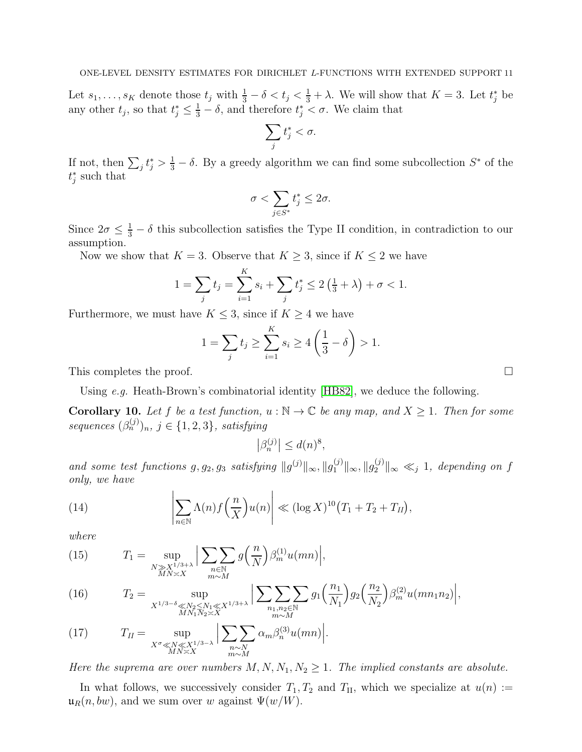Let $s_1, \dots, s_K$ denote those $t_j$ with $\frac{1}{3} - \delta < t_j < \frac{1}{3} + \lambda$. We will show that $K = 3$. Let $t_j^*$ be any other $t_j$, so that $t_j^* \leq \frac{1}{3} - \delta$, and therefore $t_j^* < \sigma$. We claim that

$$\sum_j t_j^* < \sigma.$$

If not, then $\sum_j t_j^* > \frac{1}{3} - \delta$. By a greedy algorithm we can find some subcollection $S^*$ of the $t_j^*$ such that

$$\sigma < \sum_{j \in S^*} t_j^* \leq 2\sigma.$$

Since $2\sigma \leq \frac{1}{3} - \delta$ this subcollection satisfies the Type II condition, in contradiction to our assumption.

Now we show that $K = 3$. Observe that $K \geq 3$, since if $K \leq 2$ we have

$$1 = \sum_j t_j = \sum_{i=1}^K s_i + \sum_j t_j^* \leq 2\left(\tfrac{1}{3} + \lambda\right) + \sigma < 1.$$

Furthermore, we must have $K \leq 3$, since if $K \geq 4$ we have

$$1 = \sum_j t_j \geq \sum_{i=1}^K s_i \geq 4\left(\frac{1}{3} - \delta\right) > 1.$$

This completes the proof. $\square$

Using *e.g.* Heath-Brown's combinatorial identity [HB82], we deduce the following.

**Corollary 10.** *Let $f$ be a test function, $u : \mathbb{N} \to \mathbb{C}$ be any map, and $X \geq 1$. Then for some sequences $(\beta_n^{(j)})_n$, $j \in \{1, 2, 3\}$, satisfying*

$$\left|\beta_n^{(j)}\right| \leq d(n)^8,$$

*and some test functions $g, g_2, g_3$ satisfying $\|g^{(j)}\|_\infty, \|g_1^{(j)}\|_\infty, \|g_2^{(j)}\|_\infty \ll_j 1$, depending on $f$ only, we have*

$$\left|\sum_{n \in \mathbb{N}} \Lambda(n) f\Big(\frac{n}{X}\Big) u(n)\right| \ll (\log X)^{10}\big(T_1 + T_2 + T_{II}\big), \tag{14}$$

*where*

$$T_1 = \sup_{\substack{N \gg X^{1/3+\lambda} \\ MN \asymp X}} \Big| \sum_{\substack{n \in \mathbb{N} \\ m \sim M}}\sum g\Big(\frac{n}{N}\Big)\beta_m^{(1)} u(mn)\Big|, \tag{15}$$

$$T_2 = \sup_{\substack{X^{1/3-\delta} \ll N_2 \leq N_1 \ll X^{1/3+\lambda} \\ MN_1N_2 \asymp X}} \Big| \sum_{\substack{n_1, n_2 \in \mathbb{N} \\ m \sim M}}\sum\sum g_1\Big(\frac{n_1}{N_1}\Big) g_2\Big(\frac{n_2}{N_2}\Big)\beta_m^{(2)} u(mn_1n_2)\Big|, \tag{16}$$

$$T_{II} = \sup_{\substack{X^\sigma \ll N \ll X^{1/3-\lambda} \\ MN \asymp X}} \Big| \sum_{\substack{n \sim N \\ m \sim M}}\sum \alpha_m \beta_n^{(3)} u(mn)\Big|. \tag{17}$$

*Here the suprema are over numbers $M, N, N_1, N_2 \geq 1$. The implied constants are absolute.*

In what follows, we successively consider $T_1, T_2$ and $T_{\mathrm{II}}$, which we specialize at $u(n) := \mathfrak{u}_R(n, bw)$, and we sum over $w$ against $\Psi(w/W)$.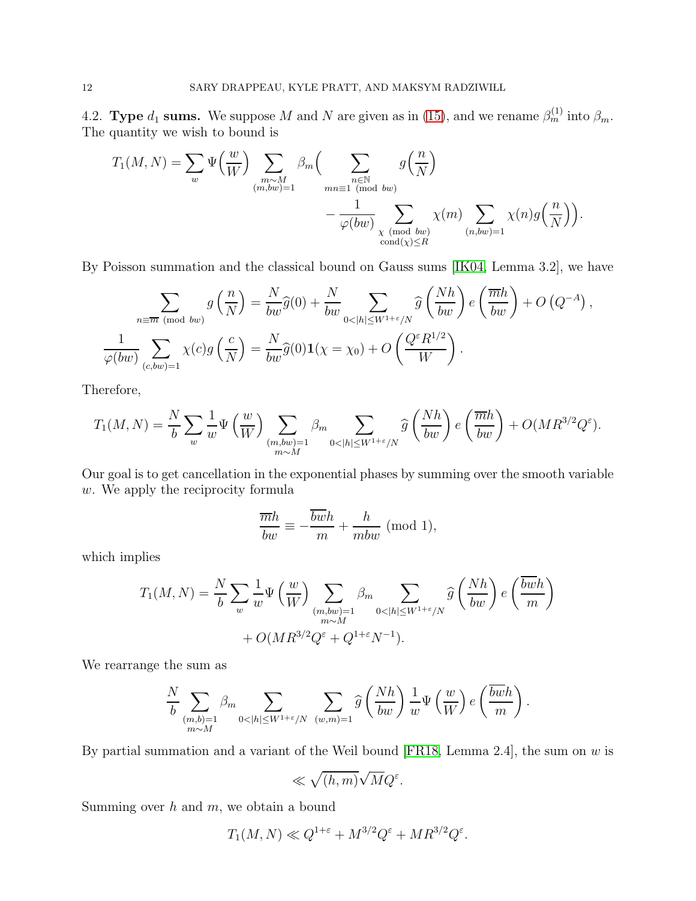### 4.2. **Type $d_1$ sums.**

We suppose $M$ and $N$ are given as in (15), and we rename $\beta^{(1)}_m$ into $\beta_m$. The quantity we wish to bound is

$$T_1(M,N) = \sum_w \Psi\Big(\frac{w}{W}\Big) \sum_{\substack{m\sim M\\ (m,bw)=1}} \beta_m \Big( \sum_{\substack{n\in\mathbb{N}\\ mn\equiv 1 \pmod{bw}}} g\Big(\frac{n}{N}\Big) - \frac{1}{\varphi(bw)} \sum_{\substack{\chi \pmod{bw}\\ \mathrm{cond}(\chi)\le R}} \chi(m) \sum_{(n,bw)=1} \chi(n) g\Big(\frac{n}{N}\Big)\Big).$$

By Poisson summation and the classical bound on Gauss sums [IK04, Lemma 3.2], we have

$$\sum_{n\equiv \overline{m} \pmod{bw}} g\left(\frac{n}{N}\right) = \frac{N}{bw}\widehat{g}(0) + \frac{N}{bw} \sum_{0<|h|\le W^{1+\varepsilon}/N} \widehat{g}\left(\frac{Nh}{bw}\right) e\left(\frac{\overline{m}h}{bw}\right) + O\left(Q^{-A}\right),$$

$$\frac{1}{\varphi(bw)} \sum_{(c,bw)=1} \chi(c) g\left(\frac{c}{N}\right) = \frac{N}{bw}\widehat{g}(0)\mathbf{1}(\chi=\chi_0) + O\left(\frac{Q^\varepsilon R^{1/2}}{W}\right).$$

Therefore,

$$T_1(M,N) = \frac{N}{b}\sum_w \frac{1}{w}\Psi\left(\frac{w}{W}\right) \sum_{\substack{(m,bw)=1\\ m\sim M}} \beta_m \sum_{0<|h|\le W^{1+\varepsilon}/N} \widehat{g}\left(\frac{Nh}{bw}\right) e\left(\frac{\overline{m}h}{bw}\right) + O(MR^{3/2}Q^\varepsilon).$$

Our goal is to get cancellation in the exponential phases by summing over the smooth variable $w$. We apply the reciprocity formula

$$\frac{\overline{m}h}{bw} \equiv -\frac{\overline{bw}h}{m} + \frac{h}{mbw} \pmod 1,$$

which implies

$$T_1(M,N) = \frac{N}{b}\sum_w \frac{1}{w}\Psi\left(\frac{w}{W}\right) \sum_{\substack{(m,bw)=1\\ m\sim M}} \beta_m \sum_{0<|h|\le W^{1+\varepsilon}/N} \widehat{g}\left(\frac{Nh}{bw}\right) e\left(\frac{\overline{bw}h}{m}\right) + O(MR^{3/2}Q^\varepsilon + Q^{1+\varepsilon}N^{-1}).$$

We rearrange the sum as

$$\frac{N}{b}\sum_{\substack{(m,b)=1\\ m\sim M}} \beta_m \sum_{0<|h|\le W^{1+\varepsilon}/N} \sum_{(w,m)=1} \widehat{g}\left(\frac{Nh}{bw}\right) \frac{1}{w}\Psi\left(\frac{w}{W}\right) e\left(\frac{\overline{bw}h}{m}\right).$$

By partial summation and a variant of the Weil bound [FR18, Lemma 2.4], the sum on $w$ is

$$\ll \sqrt{(h,m)}\sqrt{M}Q^\varepsilon.$$

Summing over $h$ and $m$, we obtain a bound

$$T_1(M,N) \ll Q^{1+\varepsilon} + M^{3/2}Q^\varepsilon + MR^{3/2}Q^\varepsilon.$$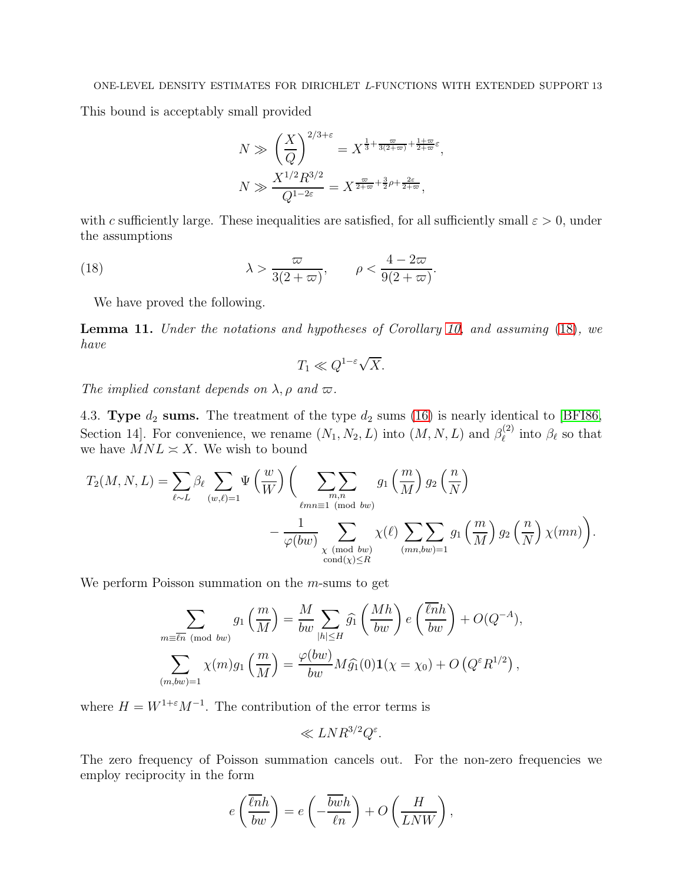This bound is acceptably small provided

$$N \gg \left(\frac{X}{Q}\right)^{2/3+\varepsilon} = X^{\frac{1}{3}+\frac{\varpi}{3(2+\varpi)}+\frac{1+\varpi}{2+\varpi}\varepsilon},$$

$$N \gg \frac{X^{1/2}R^{3/2}}{Q^{1-2\varepsilon}} = X^{\frac{\varpi}{2+\varpi}+\frac{3}{2}\rho+\frac{2\varepsilon}{2+\varpi}},$$

with $c$ sufficiently large. These inequalities are satisfied, for all sufficiently small $\varepsilon > 0$, under the assumptions

$$\lambda > \frac{\varpi}{3(2+\varpi)}, \qquad \rho < \frac{4-2\varpi}{9(2+\varpi)}. \tag{18}$$

We have proved the following.

**Lemma 11.** *Under the notations and hypotheses of Corollary 10, and assuming (18), we have*

$$T_1 \ll Q^{1-\varepsilon}\sqrt{X}.$$

*The implied constant depends on $\lambda, \rho$ and $\varpi$.*

4.3. **Type $d_2$ sums.** The treatment of the type $d_2$ sums (16) is nearly identical to [BFI86, Section 14]. For convenience, we rename $(N_1, N_2, L)$ into $(M, N, L)$ and $\beta_\ell^{(2)}$ into $\beta_\ell$ so that we have $MNL \asymp X$. We wish to bound

$$T_2(M,N,L) = \sum_{\ell\sim L}\beta_\ell \sum_{(w,\ell)=1}\Psi\left(\frac{w}{W}\right)\Bigg(\sum_{\substack{m,n\\ \ell mn\equiv 1 \pmod{bw}}}\sum g_1\left(\frac{m}{M}\right)g_2\left(\frac{n}{N}\right)$$
$$-\frac{1}{\varphi(bw)}\sum_{\substack{\chi \pmod{bw}\\ \mathrm{cond}(\chi)\le R}}\chi(\ell)\sum_{(mn,bw)=1}\sum g_1\left(\frac{m}{M}\right)g_2\left(\frac{n}{N}\right)\chi(mn)\Bigg).$$

We perform Poisson summation on the $m$-sums to get

$$\sum_{m\equiv\overline{\ell n} \pmod{bw}} g_1\left(\frac{m}{M}\right) = \frac{M}{bw}\sum_{|h|\le H}\widehat{g_1}\left(\frac{Mh}{bw}\right)e\left(\frac{\overline{\ell n}h}{bw}\right) + O(Q^{-A}),$$

$$\sum_{(m,bw)=1}\chi(m)g_1\left(\frac{m}{M}\right) = \frac{\varphi(bw)}{bw}M\widehat{g_1}(0)\mathbf{1}(\chi=\chi_0) + O\left(Q^\varepsilon R^{1/2}\right),$$

where $H = W^{1+\varepsilon}M^{-1}$. The contribution of the error terms is

$$\ll LNR^{3/2}Q^\varepsilon.$$

The zero frequency of Poisson summation cancels out. For the non-zero frequencies we employ reciprocity in the form

$$e\left(\frac{\overline{\ell n}h}{bw}\right) = e\left(-\frac{\overline{bw}h}{\ell n}\right) + O\left(\frac{H}{LNW}\right),$$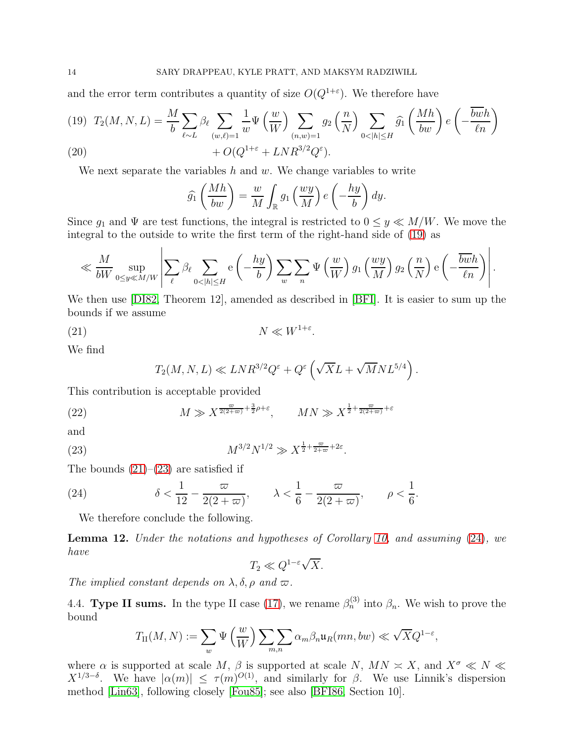and the error term contributes a quantity of size $O(Q^{1+\varepsilon})$. We therefore have

$$T_2(M,N,L) = \frac{M}{b}\sum_{\ell\sim L}\beta_\ell \sum_{(w,\ell)=1}\frac{1}{w}\Psi\left(\frac{w}{W}\right)\sum_{(n,w)=1} g_2\left(\frac{n}{N}\right)\sum_{0<|h|\le H}\widehat{g_1}\left(\frac{Mh}{bw}\right)e\left(-\frac{\overline{bw}h}{\ell n}\right) \tag{19}$$

$$+ O(Q^{1+\varepsilon} + LNR^{3/2}Q^{\varepsilon}). \tag{20}$$

We next separate the variables $h$ and $w$. We change variables to write

$$\widehat{g_1}\left(\frac{Mh}{bw}\right) = \frac{w}{M}\int_{\mathbb{R}} g_1\left(\frac{wy}{M}\right)e\left(-\frac{hy}{b}\right)dy.$$

Since $g_1$ and $\Psi$ are test functions, the integral is restricted to $0 \le y \ll M/W$. We move the integral to the outside to write the first term of the right-hand side of (19) as

$$\ll \frac{M}{bW}\sup_{0\le y \ll M/W}\left|\sum_{\ell}\beta_\ell\sum_{0<|h|\le H}\mathrm{e}\left(-\frac{hy}{b}\right)\sum_{w}\sum_{n}\Psi\left(\frac{w}{W}\right)g_1\left(\frac{wy}{M}\right)g_2\left(\frac{n}{N}\right)\mathrm{e}\left(-\frac{\overline{bw}h}{\ell n}\right)\right|.$$

We then use [DI82, Theorem 12], amended as described in [BFI]. It is easier to sum up the bounds if we assume

$$N \ll W^{1+\varepsilon}. \tag{21}$$

We find

$$T_2(M,N,L) \ll LNR^{3/2}Q^{\varepsilon} + Q^{\varepsilon}\left(\sqrt{X}L + \sqrt{M}NL^{5/4}\right).$$

This contribution is acceptable provided

$$M \gg X^{\frac{\varpi}{2(2+\varpi)}+\frac{3}{2}\rho+\varepsilon}, \qquad MN \gg X^{\frac{1}{2}+\frac{\varpi}{2(2+\varpi)}+\varepsilon} \tag{22}$$

and

$$M^{3/2}N^{1/2} \gg X^{\frac{1}{2}+\frac{\varpi}{2+\varpi}+2\varepsilon}. \tag{23}$$

The bounds (21)–(23) are satisfied if

$$\delta < \frac{1}{12} - \frac{\varpi}{2(2+\varpi)}, \qquad \lambda < \frac{1}{6} - \frac{\varpi}{2(2+\varpi)}, \qquad \rho < \frac{1}{6}. \tag{24}$$

We therefore conclude the following.

**Lemma 12.** *Under the notations and hypotheses of Corollary 10, and assuming (24), we have*

$$T_2 \ll Q^{1-\varepsilon}\sqrt{X}.$$

*The implied constant depends on $\lambda, \delta, \rho$ and $\varpi$.*

4.4. **Type II sums.** In the type II case (17), we rename $\beta_n^{(3)}$ into $\beta_n$. We wish to prove the bound

$$T_{\mathrm{II}}(M,N) := \sum_{w}\Psi\left(\frac{w}{W}\right)\sum_{m,n}\sum\alpha_m\beta_n\mathfrak{u}_R(mn,bw) \ll \sqrt{X}Q^{1-\varepsilon},$$

where $\alpha$ is supported at scale $M$, $\beta$ is supported at scale $N$, $MN \asymp X$, and $X^{\sigma} \ll N \ll X^{1/3-\delta}$. We have $|\alpha(m)| \le \tau(m)^{O(1)}$, and similarly for $\beta$. We use Linnik's dispersion method [Lin63], following closely [Fou85]; see also [BFI86, Section 10].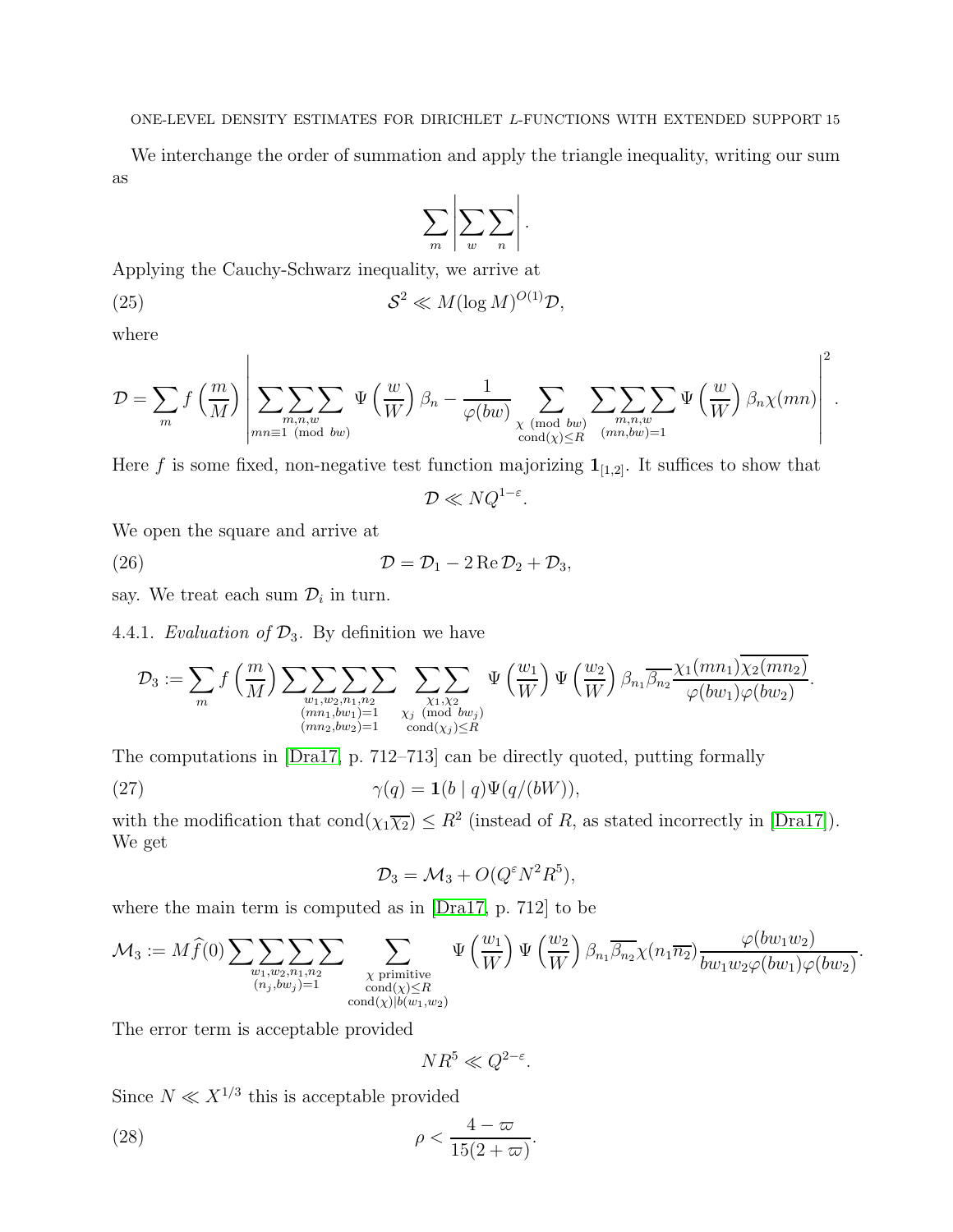We interchange the order of summation and apply the triangle inequality, writing our sum as

$$\sum_m \left| \sum_w \sum_n \right|.$$

Applying the Cauchy-Schwarz inequality, we arrive at

$$\mathcal{S}^2 \ll M(\log M)^{O(1)}\mathcal{D}, \tag{25}$$

where

$$\mathcal{D} = \sum_m f\left(\frac{m}{M}\right) \left| \sum_{\substack{m,n,w \\ mn \equiv 1 \pmod{bw}}}\sum\sum \Psi\left(\frac{w}{W}\right)\beta_n - \frac{1}{\varphi(bw)} \sum_{\substack{\chi \pmod{bw} \\ \mathrm{cond}(\chi)\le R}} \sum_{\substack{m,n,w \\ (mn,bw)=1}}\sum\sum \Psi\left(\frac{w}{W}\right)\beta_n \chi(mn) \right|^2.$$

Here $f$ is some fixed, non-negative test function majorizing $\mathbf{1}_{[1,2]}$. It suffices to show that

$$\mathcal{D} \ll NQ^{1-\varepsilon}.$$

We open the square and arrive at

$$\mathcal{D} = \mathcal{D}_1 - 2\,\mathrm{Re}\,\mathcal{D}_2 + \mathcal{D}_3, \tag{26}$$

say. We treat each sum $\mathcal{D}_i$ in turn.

4.4.1. *Evaluation of* $\mathcal{D}_3$. By definition we have

$$\mathcal{D}_3 := \sum_m f\left(\frac{m}{M}\right) \sum_{\substack{w_1,w_2,n_1,n_2 \\ (mn_1,bw_1)=1 \\ (mn_2,bw_2)=1}}\sum\sum\sum \sum_{\substack{\chi_1,\chi_2 \\ \chi_j \pmod{bw_j} \\ \mathrm{cond}(\chi_j)\le R}}\sum \Psi\left(\frac{w_1}{W}\right)\Psi\left(\frac{w_2}{W}\right)\beta_{n_1}\overline{\beta_{n_2}} \frac{\chi_1(mn_1)\overline{\chi_2(mn_2)}}{\varphi(bw_1)\varphi(bw_2)}.$$

The computations in [Dra17, p. 712–713] can be directly quoted, putting formally

$$\gamma(q) = \mathbf{1}(b \mid q)\Psi(q/(bW)), \tag{27}$$

with the modification that $\mathrm{cond}(\chi_1\overline{\chi_2}) \le R^2$ (instead of $R$, as stated incorrectly in [Dra17]). We get

$$\mathcal{D}_3 = \mathcal{M}_3 + O(Q^\varepsilon N^2 R^5),$$

where the main term is computed as in [Dra17, p. 712] to be

$$\mathcal{M}_3 := M\widehat{f}(0) \sum_{\substack{w_1,w_2,n_1,n_2 \\ (n_j,bw_j)=1}}\sum\sum\sum \sum_{\substack{\chi \text{ primitive} \\ \mathrm{cond}(\chi)\le R \\ \mathrm{cond}(\chi)\mid b(w_1,w_2)}} \Psi\left(\frac{w_1}{W}\right)\Psi\left(\frac{w_2}{W}\right)\beta_{n_1}\overline{\beta_{n_2}}\chi(n_1\overline{n_2}) \frac{\varphi(bw_1w_2)}{bw_1w_2\varphi(bw_1)\varphi(bw_2)}.$$

The error term is acceptable provided

$$NR^5 \ll Q^{2-\varepsilon}.$$

Since $N \ll X^{1/3}$ this is acceptable provided

$$\rho < \frac{4-\varpi}{15(2+\varpi)}. \tag{28}$$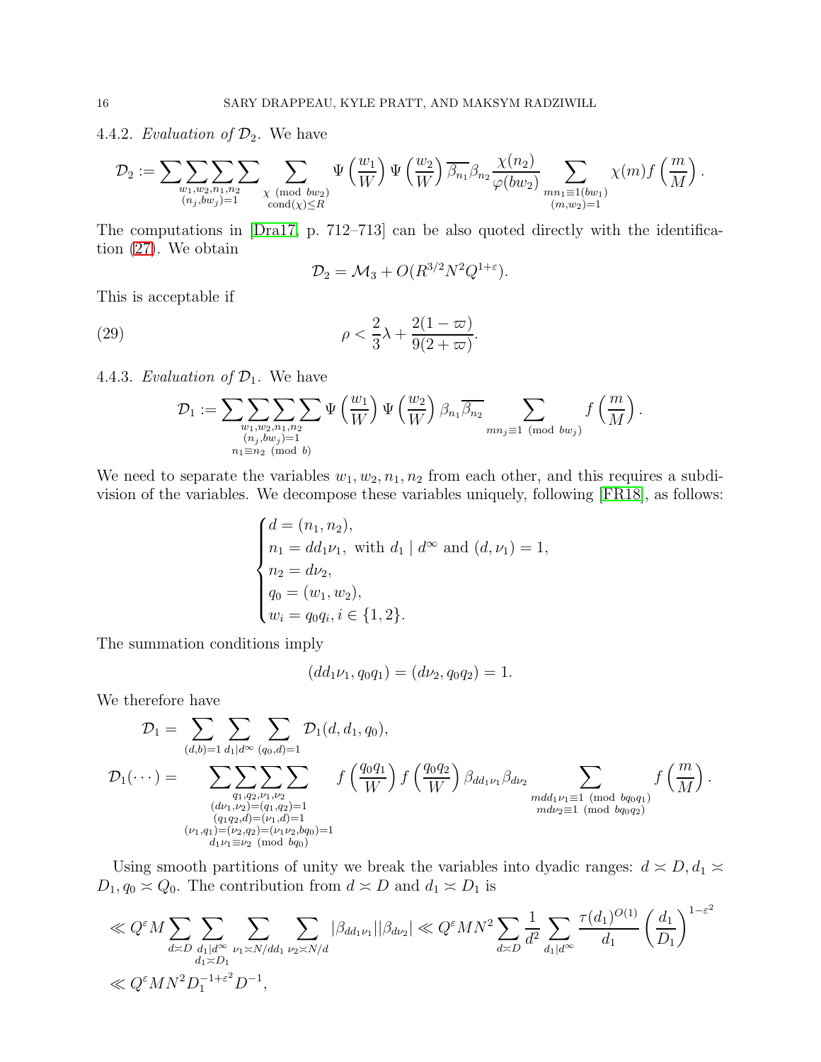#### 4.4.2. *Evaluation of $\mathcal{D}_2$.*

We have

$$\mathcal{D}_2 := \sum_{\substack{w_1,w_2,n_1,n_2 \\ (n_j,bw_j)=1}}\sum\sum\sum \sum_{\substack{\chi \pmod{bw_2} \\ \mathrm{cond}(\chi)\le R}} \Psi\left(\frac{w_1}{W}\right)\Psi\left(\frac{w_2}{W}\right)\overline{\beta_{n_1}}\beta_{n_2}\frac{\chi(n_2)}{\varphi(bw_2)}\sum_{\substack{mn_1\equiv 1 (bw_1) \\ (m,w_2)=1}}\chi(m)f\left(\frac{m}{M}\right).$$

The computations in [Dra17, p. 712–713] can be also quoted directly with the identification (27). We obtain

$$\mathcal{D}_2 = \mathcal{M}_3 + O(R^{3/2}N^2Q^{1+\varepsilon}).$$

This is acceptable if

$$\rho < \frac{2}{3}\lambda + \frac{2(1-\varpi)}{9(2+\varpi)}. \tag{29}$$

#### 4.4.3. *Evaluation of $\mathcal{D}_1$.*

We have

$$\mathcal{D}_1 := \sum_{\substack{w_1,w_2,n_1,n_2 \\ (n_j,bw_j)=1 \\ n_1\equiv n_2 \pmod b}}\sum\sum\sum \Psi\left(\frac{w_1}{W}\right)\Psi\left(\frac{w_2}{W}\right)\beta_{n_1}\overline{\beta_{n_2}}\sum_{mn_j\equiv 1 \pmod{bw_j}} f\left(\frac{m}{M}\right).$$

We need to separate the variables $w_1, w_2, n_1, n_2$ from each other, and this requires a subdivision of the variables. We decompose these variables uniquely, following [FR18], as follows:

$$\begin{cases} d = (n_1, n_2), \\ n_1 = dd_1\nu_1, \text{ with } d_1 \mid d^\infty \text{ and } (d,\nu_1) = 1, \\ n_2 = d\nu_2, \\ q_0 = (w_1,w_2), \\ w_i = q_0q_i, i \in \{1,2\}. \end{cases}$$

The summation conditions imply

$$(dd_1\nu_1, q_0q_1) = (d\nu_2, q_0q_2) = 1.$$

We therefore have

$$\mathcal{D}_1 = \sum_{(d,b)=1}\sum_{d_1\mid d^\infty}\sum_{(q_0,d)=1}\mathcal{D}_1(d,d_1,q_0),$$

$$\mathcal{D}_1(\cdots) = \sum_{\substack{q_1,q_2,\nu_1,\nu_2 \\ (d\nu_1,\nu_2)=(q_1,q_2)=1 \\ (q_1q_2,d)=(\nu_1,d)=1 \\ (\nu_1,q_1)=(\nu_2,q_2)=(\nu_1\nu_2,bq_0)=1 \\ d_1\nu_1\equiv\nu_2 \pmod{bq_0}}}\sum\sum\sum f\left(\frac{q_0q_1}{W}\right)f\left(\frac{q_0q_2}{W}\right)\beta_{dd_1\nu_1}\beta_{d\nu_2}\sum_{\substack{mdd_1\nu_1\equiv 1 \pmod{bq_0q_1} \\ md\nu_2\equiv 1 \pmod{bq_0q_2}}} f\left(\frac{m}{M}\right).$$

Using smooth partitions of unity we break the variables into dyadic ranges: $d \asymp D, d_1 \asymp D_1, q_0 \asymp Q_0$. The contribution from $d \asymp D$ and $d_1 \asymp D_1$ is

$$\begin{aligned}
&\ll Q^\varepsilon M\sum_{d\asymp D}\sum_{\substack{d_1\mid d^\infty \\ d_1\asymp D_1}}\sum_{\nu_1\asymp N/dd_1}\sum_{\nu_2\asymp N/d}|\beta_{dd_1\nu_1}||\beta_{d\nu_2}| \ll Q^\varepsilon MN^2\sum_{d\asymp D}\frac{1}{d^2}\sum_{d_1\mid d^\infty}\frac{\tau(d_1)^{O(1)}}{d_1}\left(\frac{d_1}{D_1}\right)^{1-\varepsilon^2} \\
&\ll Q^\varepsilon MN^2D_1^{-1+\varepsilon^2}D^{-1},
\end{aligned}$$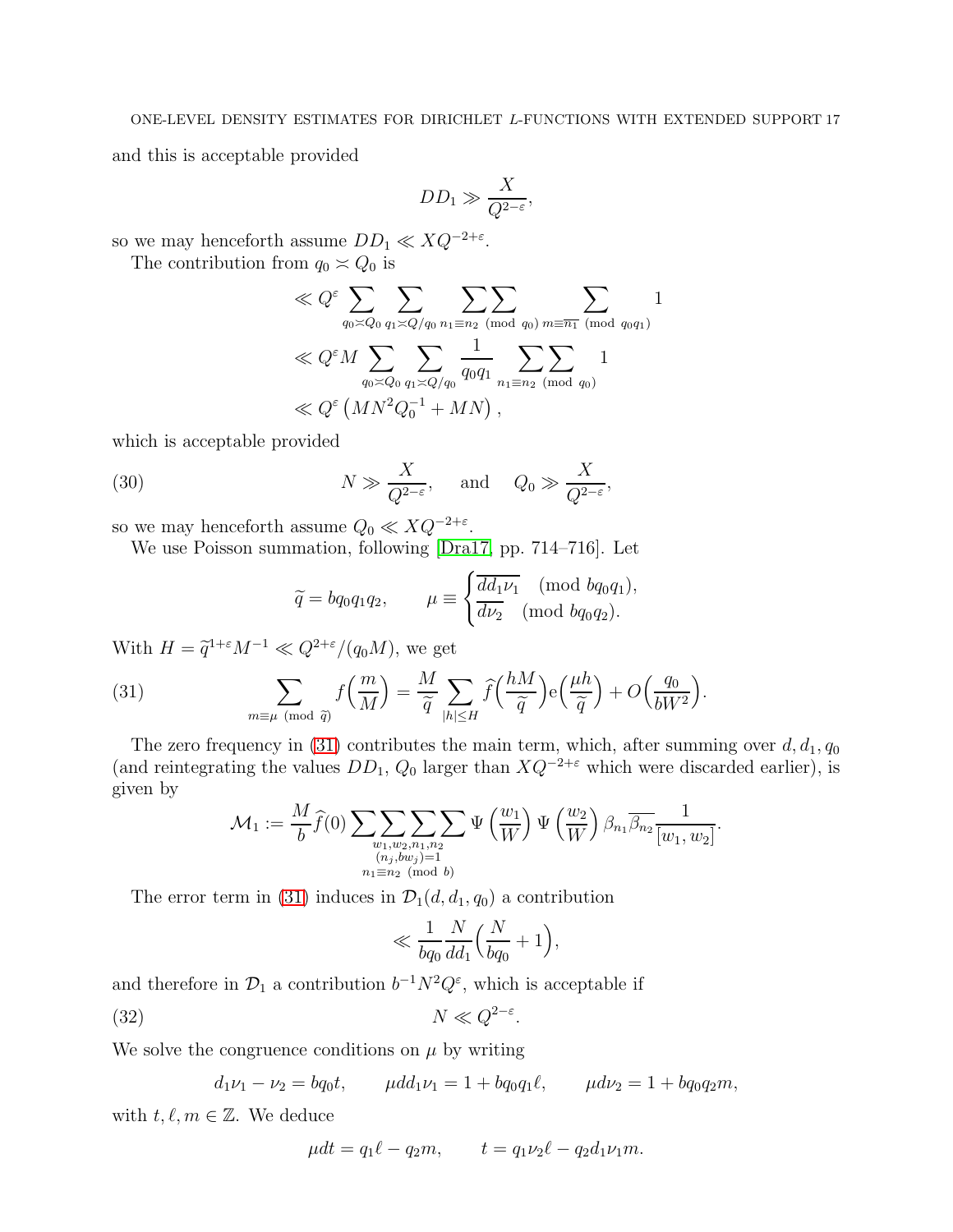and this is acceptable provided

$$DD_1 \gg \frac{X}{Q^{2-\varepsilon}},$$

so we may henceforth assume $DD_1 \ll XQ^{-2+\varepsilon}$.

The contribution from $q_0 \asymp Q_0$ is

$$\begin{aligned}
&\ll Q^{\varepsilon} \sum_{q_0 \asymp Q_0} \sum_{q_1 \asymp Q/q_0} \sum_{n_1 \equiv n_2} \sum_{(\mathrm{mod}\ q_0)} \sum_{m \equiv \overline{n_1}\ (\mathrm{mod}\ q_0 q_1)} 1 \\
&\ll Q^{\varepsilon} M \sum_{q_0 \asymp Q_0} \sum_{q_1 \asymp Q/q_0} \frac{1}{q_0 q_1} \sum_{n_1 \equiv n_2} \sum_{(\mathrm{mod}\ q_0)} 1 \\
&\ll Q^{\varepsilon} \left( MN^2 Q_0^{-1} + MN \right),
\end{aligned}$$

which is acceptable provided

$$N \gg \frac{X}{Q^{2-\varepsilon}}, \quad \text{and} \quad Q_0 \gg \frac{X}{Q^{2-\varepsilon}}, \tag{30}$$

so we may henceforth assume $Q_0 \ll XQ^{-2+\varepsilon}$.

We use Poisson summation, following [Dra17, pp. 714–716]. Let

$$\widetilde{q} = bq_0q_1q_2, \qquad \mu \equiv \begin{cases} \overline{dd_1\nu_1} \pmod{bq_0q_1}, \\ \overline{d\nu_2} \pmod{bq_0q_2}. \end{cases}$$

With $H = \widetilde{q}^{1+\varepsilon} M^{-1} \ll Q^{2+\varepsilon}/(q_0 M)$, we get

$$\sum_{m \equiv \mu\ (\mathrm{mod}\ \widetilde{q})} f\Big(\frac{m}{M}\Big) = \frac{M}{\widetilde{q}} \sum_{|h| \le H} \widehat{f}\Big(\frac{hM}{\widetilde{q}}\Big) \mathrm{e}\Big(\frac{\mu h}{\widetilde{q}}\Big) + O\Big(\frac{q_0}{bW^2}\Big). \tag{31}$$

The zero frequency in (31) contributes the main term, which, after summing over $d, d_1, q_0$ (and reintegrating the values $DD_1$, $Q_0$ larger than $XQ^{-2+\varepsilon}$ which were discarded earlier), is given by

$$\mathcal{M}_1 := \frac{M}{b} \widehat{f}(0) \sum\sum\sum\sum_{\substack{w_1, w_2, n_1, n_2 \\ (n_j, bw_j) = 1 \\ n_1 \equiv n_2 \ (\mathrm{mod}\ b)}} \Psi\left(\frac{w_1}{W}\right) \Psi\left(\frac{w_2}{W}\right) \beta_{n_1} \overline{\beta_{n_2}} \frac{1}{[w_1, w_2]}.$$

The error term in (31) induces in $\mathcal{D}_1(d, d_1, q_0)$ a contribution

$$\ll \frac{1}{bq_0} \frac{N}{dd_1} \Big( \frac{N}{bq_0} + 1 \Big),$$

and therefore in $\mathcal{D}_1$ a contribution $b^{-1} N^2 Q^{\varepsilon}$, which is acceptable if

$$N \ll Q^{2-\varepsilon}. \tag{32}$$

We solve the congruence conditions on $\mu$ by writing

$$d_1\nu_1 - \nu_2 = bq_0 t, \qquad \mu dd_1\nu_1 = 1 + bq_0q_1\ell, \qquad \mu d\nu_2 = 1 + bq_0q_2 m,$$

with $t, \ell, m \in \mathbb{Z}$. We deduce

$$\mu dt = q_1\ell - q_2 m, \qquad t = q_1\nu_2\ell - q_2 d_1\nu_1 m.$$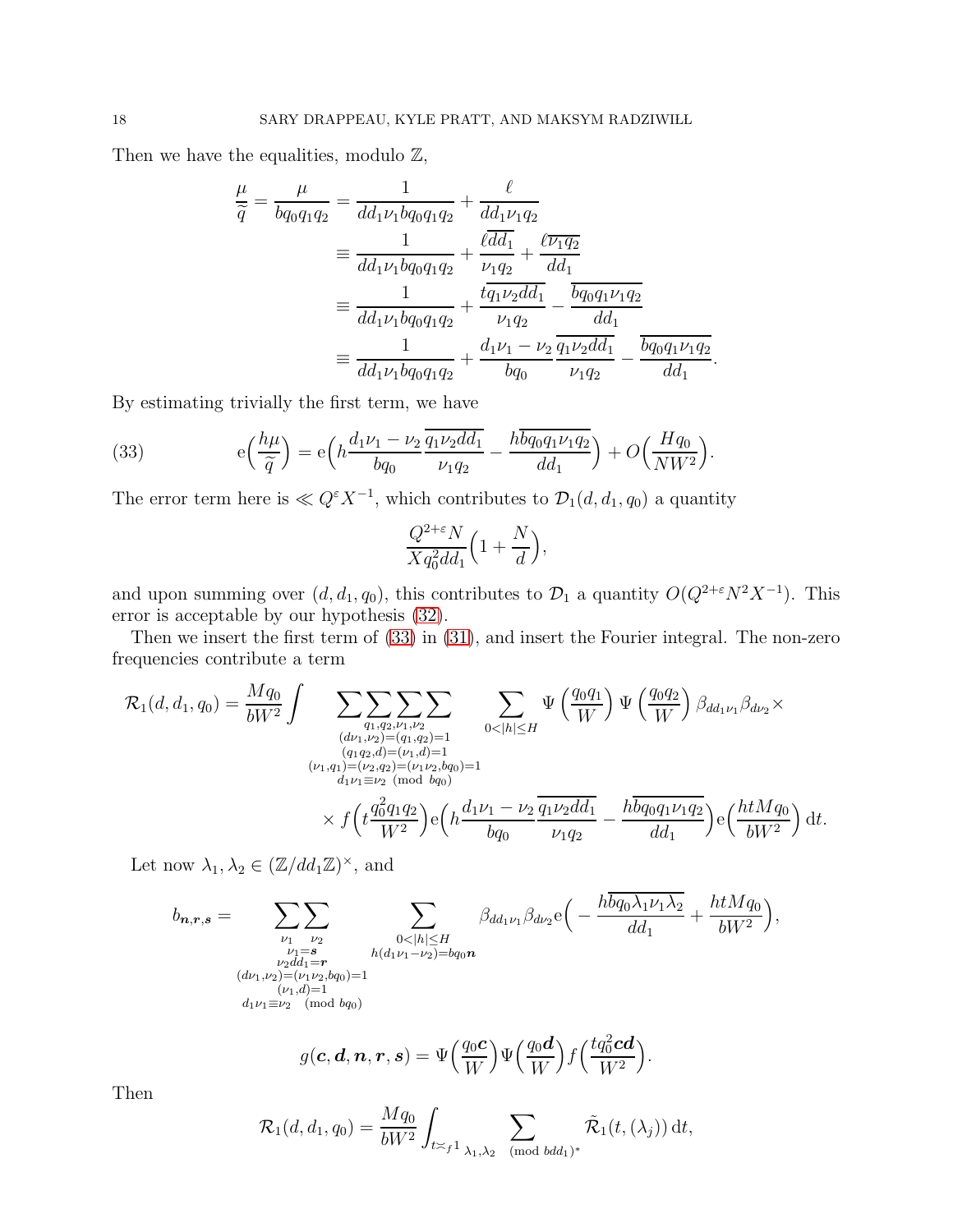Then we have the equalities, modulo $\mathbb{Z}$,

$$
\begin{aligned}
\frac{\mu}{\widetilde{q}} = \frac{\mu}{bq_0q_1q_2} &= \frac{1}{dd_1\nu_1 bq_0q_1q_2} + \frac{\ell}{dd_1\nu_1 q_2} \\
&\equiv \frac{1}{dd_1\nu_1 bq_0q_1q_2} + \frac{\ell\overline{dd_1}}{\nu_1 q_2} + \frac{\ell\overline{\nu_1 q_2}}{dd_1} \\
&\equiv \frac{1}{dd_1\nu_1 bq_0q_1q_2} + \frac{t\overline{q_1\nu_2 dd_1}}{\nu_1 q_2} - \frac{\overline{bq_0q_1\nu_1q_2}}{dd_1} \\
&\equiv \frac{1}{dd_1\nu_1 bq_0q_1q_2} + \frac{d_1\nu_1 - \nu_2}{bq_0}\frac{\overline{q_1\nu_2 dd_1}}{\nu_1 q_2} - \frac{\overline{bq_0q_1\nu_1q_2}}{dd_1}.
\end{aligned}
$$

By estimating trivially the first term, we have

$$
\mathrm{e}\Big(\frac{h\mu}{\widetilde{q}}\Big) = \mathrm{e}\Big(h\frac{d_1\nu_1 - \nu_2}{bq_0}\frac{\overline{q_1\nu_2 dd_1}}{\nu_1 q_2} - \frac{h\overline{bq_0q_1\nu_1q_2}}{dd_1}\Big) + O\Big(\frac{Hq_0}{NW^2}\Big). \tag{33}
$$

The error term here is $\ll Q^\varepsilon X^{-1}$, which contributes to $\mathcal{D}_1(d,d_1,q_0)$ a quantity

$$
\frac{Q^{2+\varepsilon}N}{Xq_0^2dd_1}\Big(1+\frac{N}{d}\Big),
$$

and upon summing over $(d,d_1,q_0)$, this contributes to $\mathcal{D}_1$ a quantity $O(Q^{2+\varepsilon}N^2X^{-1})$. This error is acceptable by our hypothesis (32).

Then we insert the first term of (33) in (31), and insert the Fourier integral. The non-zero frequencies contribute a term

$$
\begin{aligned}
\mathcal{R}_1(d,d_1,q_0) = \frac{Mq_0}{bW^2}\int \sum\sum_{\substack{q_1,q_2,\nu_1,\nu_2 \\ (d\nu_1,\nu_2)=(q_1,q_2)=1 \\ (q_1q_2,d)=(\nu_1,d)=1 \\ (\nu_1,q_1)=(\nu_2,q_2)=(\nu_1\nu_2,bq_0)=1 \\ d_1\nu_1\equiv\nu_2 \pmod{bq_0}}}\sum\sum \sum_{0<|h|\le H} \Psi\Big(\frac{q_0q_1}{W}\Big)\Psi\Big(\frac{q_0q_2}{W}\Big)\beta_{dd_1\nu_1}\beta_{d\nu_2}\times \\
\times f\Big(t\frac{q_0^2q_1q_2}{W^2}\Big)\mathrm{e}\Big(h\frac{d_1\nu_1-\nu_2}{bq_0}\frac{\overline{q_1\nu_2dd_1}}{\nu_1q_2} - \frac{h\overline{bq_0q_1\nu_1q_2}}{dd_1}\Big)\mathrm{e}\Big(\frac{htMq_0}{bW^2}\Big)\,\mathrm{d}t.
\end{aligned}
$$

Let now $\lambda_1,\lambda_2\in(\mathbb{Z}/dd_1\mathbb{Z})^\times$, and

$$
b_{\boldsymbol{n},\boldsymbol{r},\boldsymbol{s}} = \sum_{\substack{\nu_1 \\ \nu_1=\boldsymbol{s} \\ \nu_2dd_1=\boldsymbol{r} \\ (d\nu_1,\nu_2)=(\nu_1\nu_2,bq_0)=1 \\ (\nu_1,d)=1 \\ d_1\nu_1\equiv\nu_2 \pmod{bq_0}}}\sum_{\nu_2}\sum_{\substack{0<|h|\le H \\ h(d_1\nu_1-\nu_2)=bq_0\boldsymbol{n}}} \beta_{dd_1\nu_1}\beta_{d\nu_2}\mathrm{e}\Big(-\frac{h\overline{bq_0\lambda_1\nu_1\lambda_2}}{dd_1} + \frac{htMq_0}{bW^2}\Big),
$$

$$
g(\boldsymbol{c},\boldsymbol{d},\boldsymbol{n},\boldsymbol{r},\boldsymbol{s}) = \Psi\Big(\frac{q_0\boldsymbol{c}}{W}\Big)\Psi\Big(\frac{q_0\boldsymbol{d}}{W}\Big)f\Big(\frac{tq_0^2\boldsymbol{cd}}{W^2}\Big).
$$

Then

$$
\mathcal{R}_1(d,d_1,q_0) = \frac{Mq_0}{bW^2}\int_{t\asymp_f 1}\sum_{\lambda_1,\lambda_2 \pmod{bdd_1)^*}}\tilde{\mathcal{R}}_1(t,(\lambda_j))\,\mathrm{d}t,
$$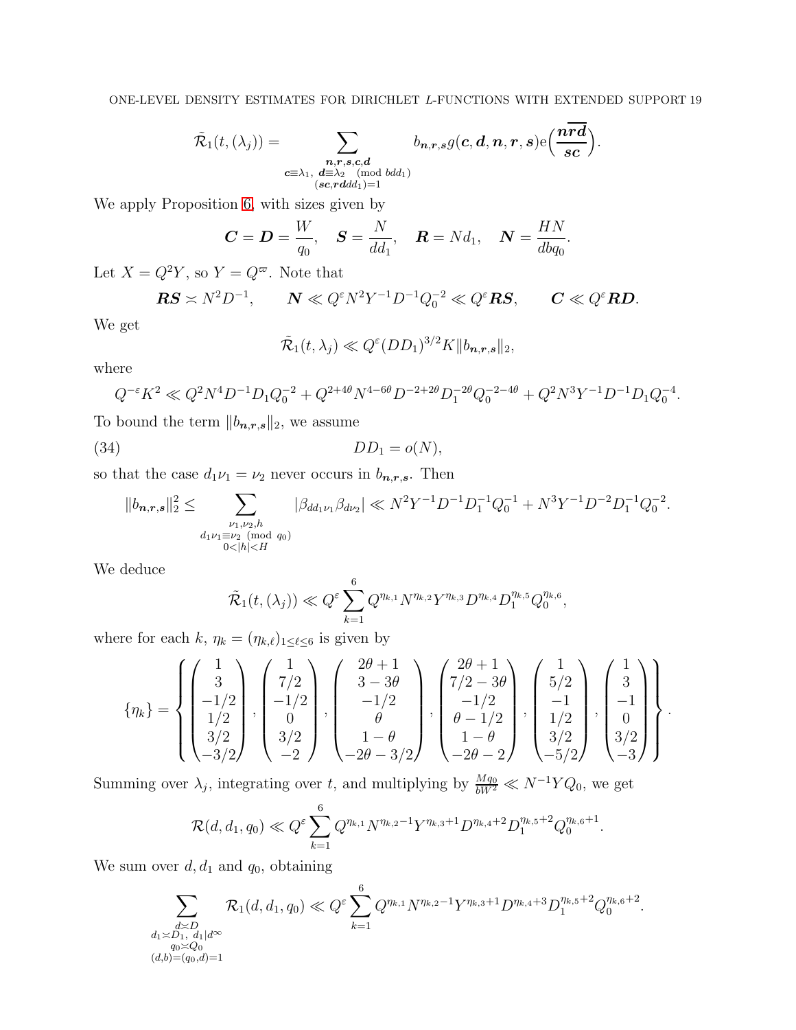$$\tilde{\mathcal{R}}_1(t,(\lambda_j)) = \sum_{\substack{\boldsymbol{n},\boldsymbol{r},\boldsymbol{s},\boldsymbol{c},\boldsymbol{d} \\ \boldsymbol{c}\equiv\lambda_1,\ \boldsymbol{d}\equiv\lambda_2 \pmod{bdd_1} \\ (\boldsymbol{sc},\boldsymbol{rd}dd_1)=1}} b_{\boldsymbol{n},\boldsymbol{r},\boldsymbol{s}}\, g(\boldsymbol{c},\boldsymbol{d},\boldsymbol{n},\boldsymbol{r},\boldsymbol{s})\, \mathrm{e}\Big(\frac{\boldsymbol{n}\overline{\boldsymbol{rd}}}{\boldsymbol{sc}}\Big).$$

We apply Proposition 6, with sizes given by

$$\boldsymbol{C} = \boldsymbol{D} = \frac{W}{q_0}, \quad \boldsymbol{S} = \frac{N}{dd_1}, \quad \boldsymbol{R} = Nd_1, \quad \boldsymbol{N} = \frac{HN}{dbq_0}.$$

Let $X = Q^2 Y$, so $Y = Q^{\varpi}$. Note that

$$\boldsymbol{RS} \asymp N^2 D^{-1}, \qquad \boldsymbol{N} \ll Q^{\varepsilon} N^2 Y^{-1} D^{-1} Q_0^{-2} \ll Q^{\varepsilon}\boldsymbol{RS}, \qquad \boldsymbol{C} \ll Q^{\varepsilon}\boldsymbol{RD}.$$

We get

$$\tilde{\mathcal{R}}_1(t,\lambda_j) \ll Q^{\varepsilon}(DD_1)^{3/2} K \|b_{\boldsymbol{n},\boldsymbol{r},\boldsymbol{s}}\|_2,$$

where

$$Q^{-\varepsilon}K^2 \ll Q^2 N^4 D^{-1} D_1 Q_0^{-2} + Q^{2+4\theta} N^{4-6\theta} D^{-2+2\theta} D_1^{-2\theta} Q_0^{-2-4\theta} + Q^2 N^3 Y^{-1} D^{-1} D_1 Q_0^{-4}.$$

To bound the term $\|b_{\boldsymbol{n},\boldsymbol{r},\boldsymbol{s}}\|_2$, we assume

$$DD_1 = o(N), \tag{34}$$

so that the case $d_1\nu_1 = \nu_2$ never occurs in $b_{\boldsymbol{n},\boldsymbol{r},\boldsymbol{s}}$. Then

$$\|b_{\boldsymbol{n},\boldsymbol{r},\boldsymbol{s}}\|_2^2 \le \sum_{\substack{\nu_1,\nu_2,h \\ d_1\nu_1\equiv\nu_2 \pmod{q_0} \\ 0<|h|<H}} |\beta_{dd_1\nu_1}\beta_{d\nu_2}| \ll N^2 Y^{-1} D^{-1} D_1^{-1} Q_0^{-1} + N^3 Y^{-1} D^{-2} D_1^{-1} Q_0^{-2}.$$

We deduce

$$\tilde{\mathcal{R}}_1(t,(\lambda_j)) \ll Q^{\varepsilon} \sum_{k=1}^{6} Q^{\eta_{k,1}} N^{\eta_{k,2}} Y^{\eta_{k,3}} D^{\eta_{k,4}} D_1^{\eta_{k,5}} Q_0^{\eta_{k,6}},$$

where for each $k$, $\eta_k = (\eta_{k,\ell})_{1\le\ell\le 6}$ is given by

$$\{\eta_k\} = \left\{ \begin{pmatrix} 1 \\ 3 \\ -1/2 \\ 1/2 \\ 3/2 \\ -3/2 \end{pmatrix}, \begin{pmatrix} 1 \\ 7/2 \\ -1/2 \\ 0 \\ 3/2 \\ -2 \end{pmatrix}, \begin{pmatrix} 2\theta+1 \\ 3-3\theta \\ -1/2 \\ \theta \\ 1-\theta \\ -2\theta-3/2 \end{pmatrix}, \begin{pmatrix} 2\theta+1 \\ 7/2-3\theta \\ -1/2 \\ \theta-1/2 \\ 1-\theta \\ -2\theta-2 \end{pmatrix}, \begin{pmatrix} 1 \\ 5/2 \\ -1 \\ 1/2 \\ 3/2 \\ -5/2 \end{pmatrix}, \begin{pmatrix} 1 \\ 3 \\ -1 \\ 0 \\ 3/2 \\ -3 \end{pmatrix} \right\}.$$

Summing over $\lambda_j$, integrating over $t$, and multiplying by $\frac{Mq_0}{bW^2} \ll N^{-1} Y Q_0$, we get

$$\mathcal{R}(d,d_1,q_0) \ll Q^{\varepsilon} \sum_{k=1}^{6} Q^{\eta_{k,1}} N^{\eta_{k,2}-1} Y^{\eta_{k,3}+1} D^{\eta_{k,4}+2} D_1^{\eta_{k,5}+2} Q_0^{\eta_{k,6}+1}.$$

We sum over $d, d_1$ and $q_0$, obtaining

$$\sum_{\substack{d\asymp D \\ d_1\asymp D_1,\ d_1|d^{\infty} \\ q_0\asymp Q_0 \\ (d,b)=(q_0,d)=1}} \mathcal{R}_1(d,d_1,q_0) \ll Q^{\varepsilon} \sum_{k=1}^{6} Q^{\eta_{k,1}} N^{\eta_{k,2}-1} Y^{\eta_{k,3}+1} D^{\eta_{k,4}+3} D_1^{\eta_{k,5}+2} Q_0^{\eta_{k,6}+2}.$$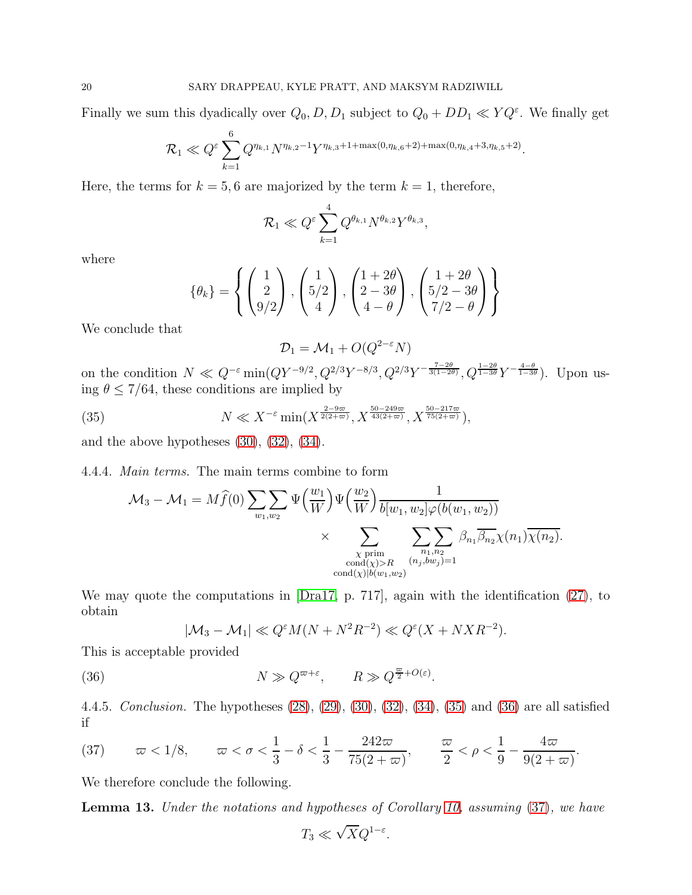Finally we sum this dyadically over $Q_0, D, D_1$ subject to $Q_0 + DD_1 \ll YQ^\varepsilon$. We finally get

$$\mathcal{R}_1 \ll Q^\varepsilon \sum_{k=1}^{6} Q^{\eta_{k,1}} N^{\eta_{k,2}-1} Y^{\eta_{k,3}+1+\max(0,\eta_{k,6}+2)+\max(0,\eta_{k,4}+3,\eta_{k,5}+2)}.$$

Here, the terms for $k = 5, 6$ are majorized by the term $k = 1$, therefore,

$$\mathcal{R}_1 \ll Q^\varepsilon \sum_{k=1}^{4} Q^{\theta_{k,1}} N^{\theta_{k,2}} Y^{\theta_{k,3}},$$

where

$$\{\theta_k\} = \left\{ \begin{pmatrix} 1 \\ 2 \\ 9/2 \end{pmatrix}, \begin{pmatrix} 1 \\ 5/2 \\ 4 \end{pmatrix}, \begin{pmatrix} 1+2\theta \\ 2-3\theta \\ 4-\theta \end{pmatrix}, \begin{pmatrix} 1+2\theta \\ 5/2-3\theta \\ 7/2-\theta \end{pmatrix} \right\}$$

We conclude that

$$\mathcal{D}_1 = \mathcal{M}_1 + O(Q^{2-\varepsilon} N)$$

on the condition $N \ll Q^{-\varepsilon} \min(QY^{-9/2}, Q^{2/3}Y^{-8/3}, Q^{2/3}Y^{-\frac{7-2\theta}{3(1-2\theta)}}, Q^{\frac{1-2\theta}{1-3\theta}}Y^{-\frac{4-\theta}{1-3\theta}})$. Upon using $\theta \leq 7/64$, these conditions are implied by

$$N \ll X^{-\varepsilon} \min(X^{\frac{2-9\varpi}{2(2+\varpi)}}, X^{\frac{50-249\varpi}{43(2+\varpi)}}, X^{\frac{50-217\varpi}{75(2+\varpi)}}), \tag{35}$$

and the above hypotheses (30), (32), (34).

4.4.4. *Main terms.* The main terms combine to form

$$\mathcal{M}_3 - \mathcal{M}_1 = M\widehat{f}(0) \sum_{w_1,w_2}\sum \Psi\Big(\frac{w_1}{W}\Big)\Psi\Big(\frac{w_2}{W}\Big) \frac{1}{b[w_1,w_2]\varphi(b(w_1,w_2))} \times \sum_{\substack{\chi \text{ prim} \\ \text{cond}(\chi)>R \\ \text{cond}(\chi)|b(w_1,w_2)}} \sum_{\substack{n_1,n_2 \\ (n_j,bw_j)=1}}\sum \beta_{n_1}\overline{\beta_{n_2}}\chi(n_1)\overline{\chi(n_2)}.$$

We may quote the computations in [Dra17, p. 717], again with the identification (27), to obtain

$$|\mathcal{M}_3 - \mathcal{M}_1| \ll Q^\varepsilon M(N + N^2R^{-2}) \ll Q^\varepsilon(X + NXR^{-2}).$$

This is acceptable provided

$$N \gg Q^{\varpi+\varepsilon}, \qquad R \gg Q^{\frac{\varpi}{2}+O(\varepsilon)}. \tag{36}$$

4.4.5. *Conclusion.* The hypotheses (28), (29), (30), (32), (34), (35) and (36) are all satisfied if

$$\varpi < 1/8, \qquad \varpi < \sigma < \frac{1}{3} - \delta < \frac{1}{3} - \frac{242\varpi}{75(2+\varpi)}, \qquad \frac{\varpi}{2} < \rho < \frac{1}{9} - \frac{4\varpi}{9(2+\varpi)}. \tag{37}$$

We therefore conclude the following.

**Lemma 13.** *Under the notations and hypotheses of Corollary 10, assuming (37), we have*

$$T_3 \ll \sqrt{X} Q^{1-\varepsilon}.$$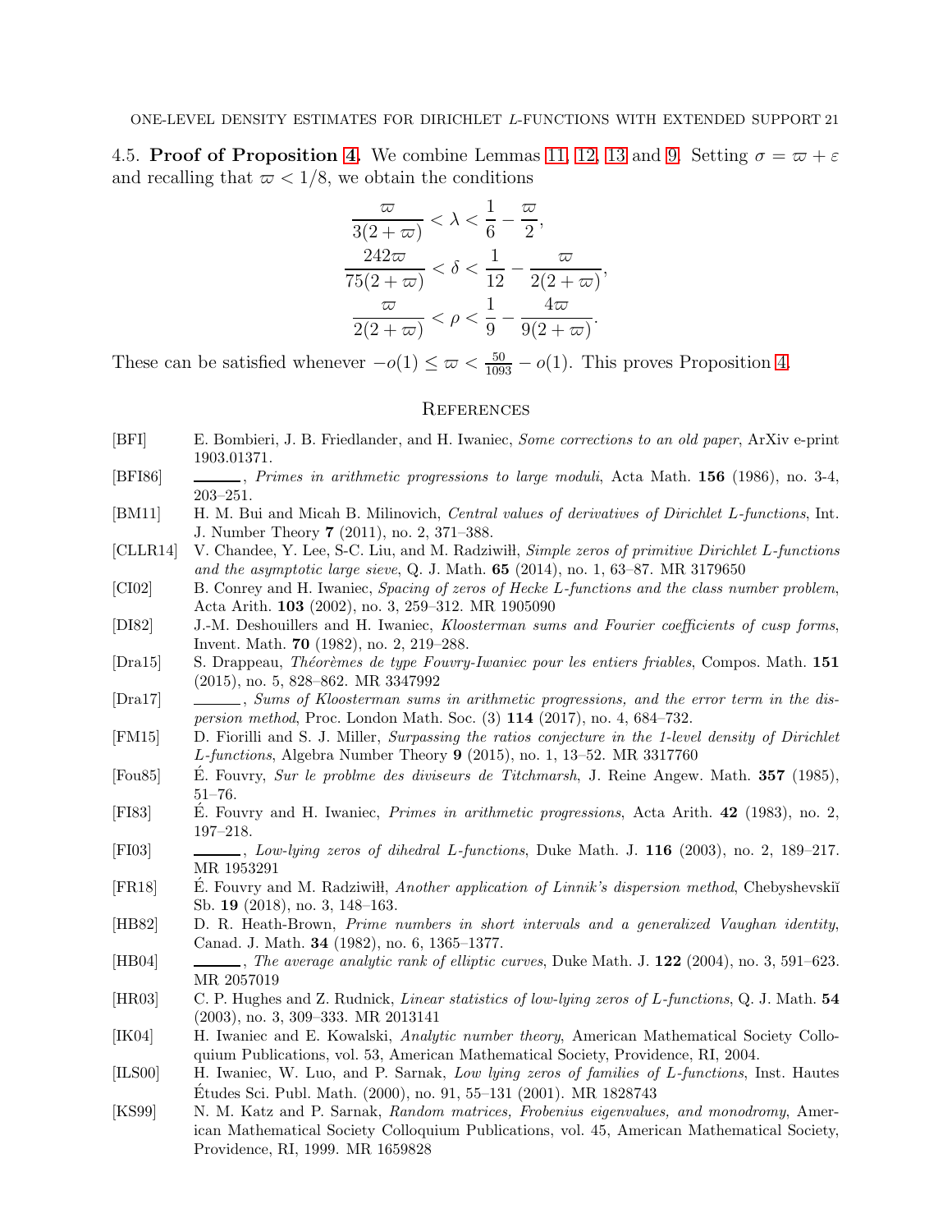4.5. **Proof of Proposition 4.** We combine Lemmas 11, 12, 13 and 9. Setting $\sigma = \varpi + \varepsilon$ and recalling that $\varpi < 1/8$, we obtain the conditions

$$\frac{\varpi}{3(2+\varpi)} < \lambda < \frac{1}{6} - \frac{\varpi}{2},$$
$$\frac{242\varpi}{75(2+\varpi)} < \delta < \frac{1}{12} - \frac{\varpi}{2(2+\varpi)},$$
$$\frac{\varpi}{2(2+\varpi)} < \rho < \frac{1}{9} - \frac{4\varpi}{9(2+\varpi)}.$$

These can be satisfied whenever $-o(1) \leq \varpi < \frac{50}{1093} - o(1)$. This proves Proposition 4.

## References

[BFI] E. Bombieri, J. B. Friedlander, and H. Iwaniec, *Some corrections to an old paper*, ArXiv e-print 1903.01371.

[BFI86] ———, *Primes in arithmetic progressions to large moduli*, Acta Math. **156** (1986), no. 3-4, 203–251.

[BM11] H. M. Bui and Micah B. Milinovich, *Central values of derivatives of Dirichlet L-functions*, Int. J. Number Theory **7** (2011), no. 2, 371–388.

[CLLR14] V. Chandee, Y. Lee, S-C. Liu, and M. Radziwiłł, *Simple zeros of primitive Dirichlet L-functions and the asymptotic large sieve*, Q. J. Math. **65** (2014), no. 1, 63–87. MR 3179650

[CI02] B. Conrey and H. Iwaniec, *Spacing of zeros of Hecke L-functions and the class number problem*, Acta Arith. **103** (2002), no. 3, 259–312. MR 1905090

[DI82] J.-M. Deshouillers and H. Iwaniec, *Kloosterman sums and Fourier coefficients of cusp forms*, Invent. Math. **70** (1982), no. 2, 219–288.

[Dra15] S. Drappeau, *Théorèmes de type Fouvry-Iwaniec pour les entiers friables*, Compos. Math. **151** (2015), no. 5, 828–862. MR 3347992

[Dra17] ———, *Sums of Kloosterman sums in arithmetic progressions, and the error term in the dispersion method*, Proc. London Math. Soc. (3) **114** (2017), no. 4, 684–732.

[FM15] D. Fiorilli and S. J. Miller, *Surpassing the ratios conjecture in the 1-level density of Dirichlet L-functions*, Algebra Number Theory **9** (2015), no. 1, 13–52. MR 3317760

[Fou85] É. Fouvry, *Sur le problme des diviseurs de Titchmarsh*, J. Reine Angew. Math. **357** (1985), 51–76.

[FI83] É. Fouvry and H. Iwaniec, *Primes in arithmetic progressions*, Acta Arith. **42** (1983), no. 2, 197–218.

[FI03] ———, *Low-lying zeros of dihedral L-functions*, Duke Math. J. **116** (2003), no. 2, 189–217. MR 1953291

[FR18] É. Fouvry and M. Radziwiłł, *Another application of Linnik's dispersion method*, Chebyshevskiĭ Sb. **19** (2018), no. 3, 148–163.

[HB82] D. R. Heath-Brown, *Prime numbers in short intervals and a generalized Vaughan identity*, Canad. J. Math. **34** (1982), no. 6, 1365–1377.

[HB04] ———, *The average analytic rank of elliptic curves*, Duke Math. J. **122** (2004), no. 3, 591–623. MR 2057019

[HR03] C. P. Hughes and Z. Rudnick, *Linear statistics of low-lying zeros of L-functions*, Q. J. Math. **54** (2003), no. 3, 309–333. MR 2013141

[IK04] H. Iwaniec and E. Kowalski, *Analytic number theory*, American Mathematical Society Colloquium Publications, vol. 53, American Mathematical Society, Providence, RI, 2004.

[ILS00] H. Iwaniec, W. Luo, and P. Sarnak, *Low lying zeros of families of L-functions*, Inst. Hautes Études Sci. Publ. Math. (2000), no. 91, 55–131 (2001). MR 1828743

[KS99] N. M. Katz and P. Sarnak, *Random matrices, Frobenius eigenvalues, and monodromy*, American Mathematical Society Colloquium Publications, vol. 45, American Mathematical Society, Providence, RI, 1999. MR 1659828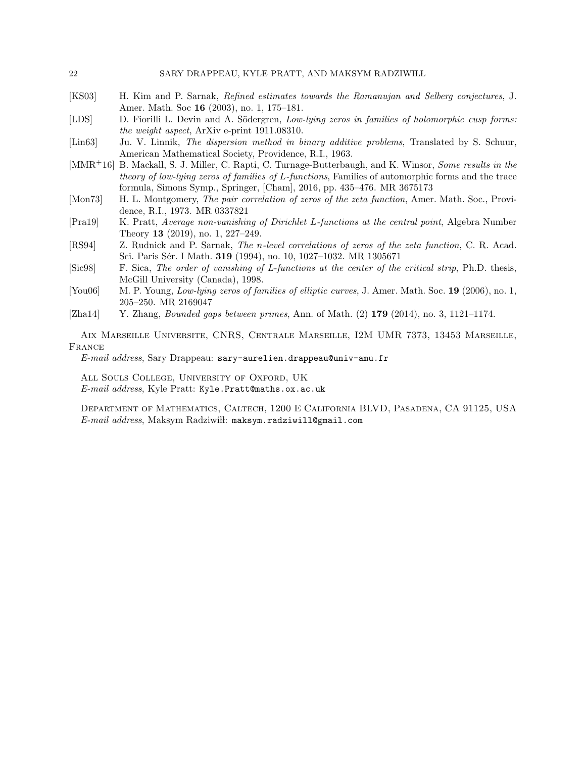[KS03] H. Kim and P. Sarnak, *Refined estimates towards the Ramanujan and Selberg conjectures*, J. Amer. Math. Soc **16** (2003), no. 1, 175–181.

[LDS] D. Fiorilli L. Devin and A. Södergren, *Low-lying zeros in families of holomorphic cusp forms: the weight aspect*, ArXiv e-print 1911.08310.

[Lin63] Ju. V. Linnik, *The dispersion method in binary additive problems*, Translated by S. Schuur, American Mathematical Society, Providence, R.I., 1963.

[MMR+16] B. Mackall, S. J. Miller, C. Rapti, C. Turnage-Butterbaugh, and K. Winsor, *Some results in the theory of low-lying zeros of families of L-functions*, Families of automorphic forms and the trace formula, Simons Symp., Springer, [Cham], 2016, pp. 435–476. MR 3675173

[Mon73] H. L. Montgomery, *The pair correlation of zeros of the zeta function*, Amer. Math. Soc., Providence, R.I., 1973. MR 0337821

[Pra19] K. Pratt, *Average non-vanishing of Dirichlet L-functions at the central point*, Algebra Number Theory **13** (2019), no. 1, 227–249.

[RS94] Z. Rudnick and P. Sarnak, *The n-level correlations of zeros of the zeta function*, C. R. Acad. Sci. Paris Sér. I Math. **319** (1994), no. 10, 1027–1032. MR 1305671

[Sic98] F. Sica, *The order of vanishing of L-functions at the center of the critical strip*, Ph.D. thesis, McGill University (Canada), 1998.

[You06] M. P. Young, *Low-lying zeros of families of elliptic curves*, J. Amer. Math. Soc. **19** (2006), no. 1, 205–250. MR 2169047

[Zha14] Y. Zhang, *Bounded gaps between primes*, Ann. of Math. (2) **179** (2014), no. 3, 1121–1174.

Aix Marseille Universite, CNRS, Centrale Marseille, I2M UMR 7373, 13453 Marseille, France

*E-mail address*, Sary Drappeau: `sary-aurelien.drappeau@univ-amu.fr`

All Souls College, University of Oxford, UK

*E-mail address*, Kyle Pratt: `Kyle.Pratt@maths.ox.ac.uk`

Department of Mathematics, Caltech, 1200 E California BLVD, Pasadena, CA 91125, USA

*E-mail address*, Maksym Radziwiłł: `maksym.radziwill@gmail.com`